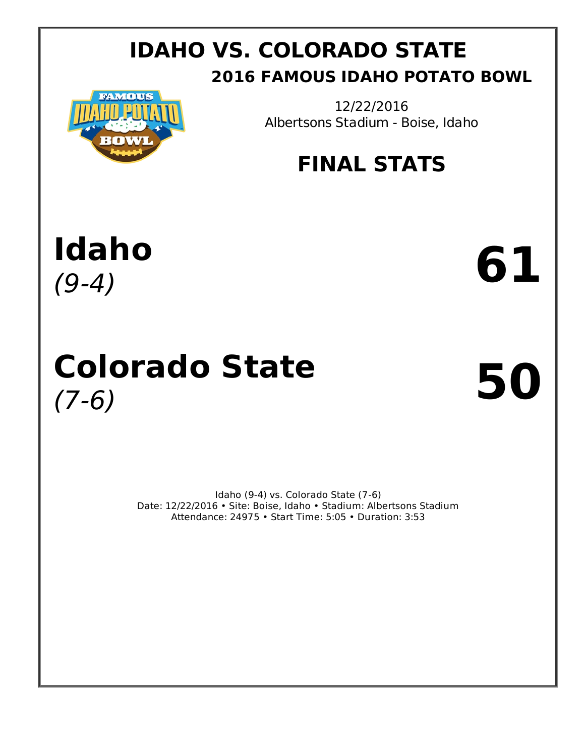# IDAHO VS. COLORADO STATE

## 2016 FAMOUS IDAHO POTATO BOWL

12/22/2016
Albertsons Stadium - Boise, Idaho

## FINAL STATS

# Idaho
*(9-4)*

# 61

# Colorado State
*(7-6)*

# 50

Idaho (9-4) vs. Colorado State (7-6)
Date: 12/22/2016 • Site: Boise, Idaho • Stadium: Albertsons Stadium
Attendance: 24975 • Start Time: 5:05 • Duration: 3:53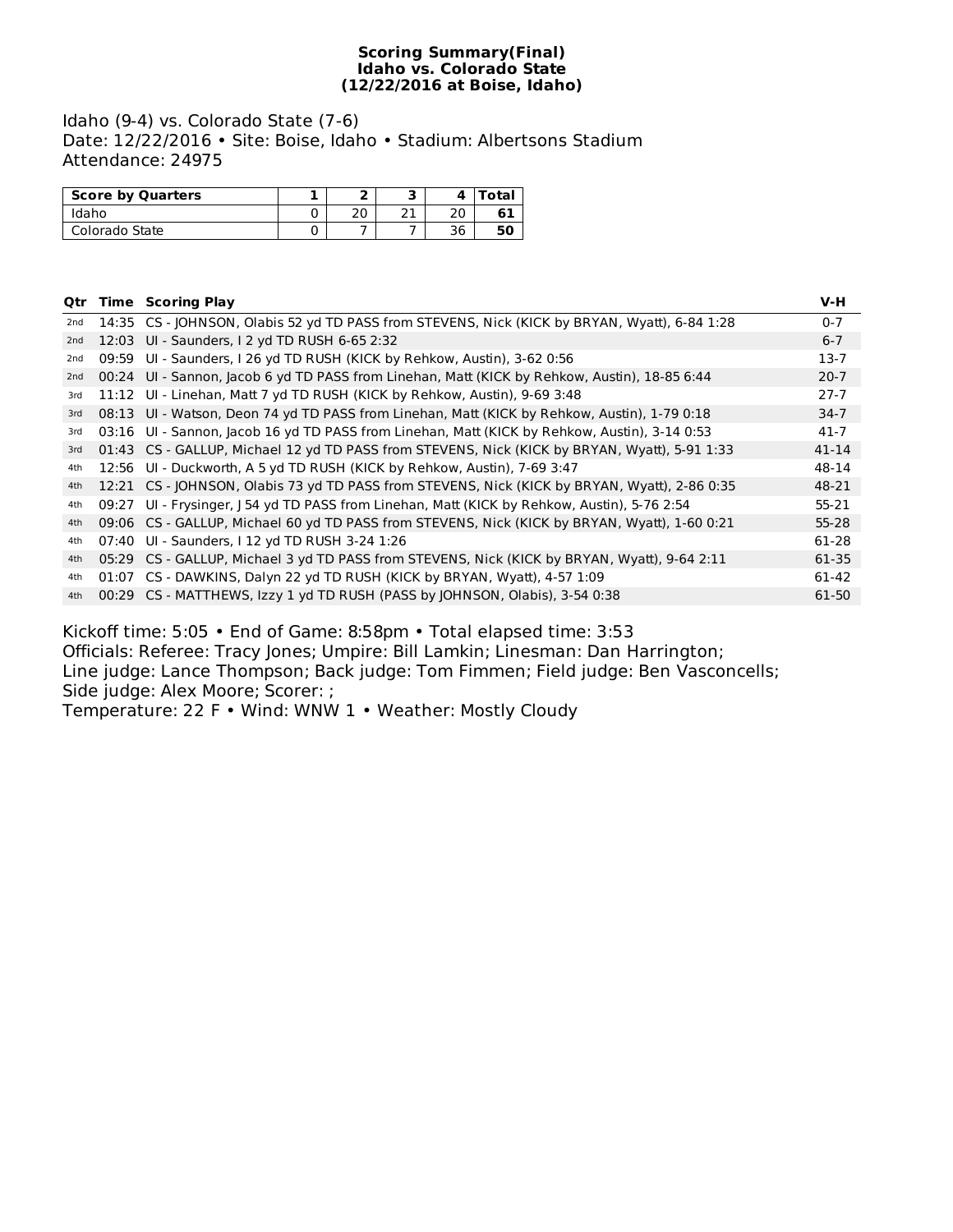**Scoring Summary(Final)**
**Idaho vs. Colorado State**
**(12/22/2016 at Boise, Idaho)**

Idaho (9-4) vs. Colorado State (7-6)
Date: 12/22/2016 • Site: Boise, Idaho • Stadium: Albertsons Stadium
Attendance: 24975

| Score by Quarters | 1 | 2 | 3 | 4 | Total |
|---|---|---|---|---|---|
| Idaho | 0 | 20 | 21 | 20 | **61** |
| Colorado State | 0 | 7 | 7 | 36 | **50** |

| Qtr | Time | Scoring Play | V-H |
|---|---|---|---|
| 2nd | 14:35 | CS - JOHNSON, Olabis 52 yd TD PASS from STEVENS, Nick (KICK by BRYAN, Wyatt), 6-84 1:28 | 0-7 |
| 2nd | 12:03 | UI - Saunders, I 2 yd TD RUSH 6-65 2:32 | 6-7 |
| 2nd | 09:59 | UI - Saunders, I 26 yd TD RUSH (KICK by Rehkow, Austin), 3-62 0:56 | 13-7 |
| 2nd | 00:24 | UI - Sannon, Jacob 6 yd TD PASS from Linehan, Matt (KICK by Rehkow, Austin), 18-85 6:44 | 20-7 |
| 3rd | 11:12 | UI - Linehan, Matt 7 yd TD RUSH (KICK by Rehkow, Austin), 9-69 3:48 | 27-7 |
| 3rd | 08:13 | UI - Watson, Deon 74 yd TD PASS from Linehan, Matt (KICK by Rehkow, Austin), 1-79 0:18 | 34-7 |
| 3rd | 03:16 | UI - Sannon, Jacob 16 yd TD PASS from Linehan, Matt (KICK by Rehkow, Austin), 3-14 0:53 | 41-7 |
| 3rd | 01:43 | CS - GALLUP, Michael 12 yd TD PASS from STEVENS, Nick (KICK by BRYAN, Wyatt), 5-91 1:33 | 41-14 |
| 4th | 12:56 | UI - Duckworth, A 5 yd TD RUSH (KICK by Rehkow, Austin), 7-69 3:47 | 48-14 |
| 4th | 12:21 | CS - JOHNSON, Olabis 73 yd TD PASS from STEVENS, Nick (KICK by BRYAN, Wyatt), 2-86 0:35 | 48-21 |
| 4th | 09:27 | UI - Frysinger, J 54 yd TD PASS from Linehan, Matt (KICK by Rehkow, Austin), 5-76 2:54 | 55-21 |
| 4th | 09:06 | CS - GALLUP, Michael 60 yd TD PASS from STEVENS, Nick (KICK by BRYAN, Wyatt), 1-60 0:21 | 55-28 |
| 4th | 07:40 | UI - Saunders, I 12 yd TD RUSH 3-24 1:26 | 61-28 |
| 4th | 05:29 | CS - GALLUP, Michael 3 yd TD PASS from STEVENS, Nick (KICK by BRYAN, Wyatt), 9-64 2:11 | 61-35 |
| 4th | 01:07 | CS - DAWKINS, Dalyn 22 yd TD RUSH (KICK by BRYAN, Wyatt), 4-57 1:09 | 61-42 |
| 4th | 00:29 | CS - MATTHEWS, Izzy 1 yd TD RUSH (PASS by JOHNSON, Olabis), 3-54 0:38 | 61-50 |

Kickoff time: 5:05 • End of Game: 8:58pm • Total elapsed time: 3:53
Officials: Referee: Tracy Jones; Umpire: Bill Lamkin; Linesman: Dan Harrington;
Line judge: Lance Thompson; Back judge: Tom Fimmen; Field judge: Ben Vasconcells;
Side judge: Alex Moore; Scorer: ;
Temperature: 22 F • Wind: WNW 1 • Weather: Mostly Cloudy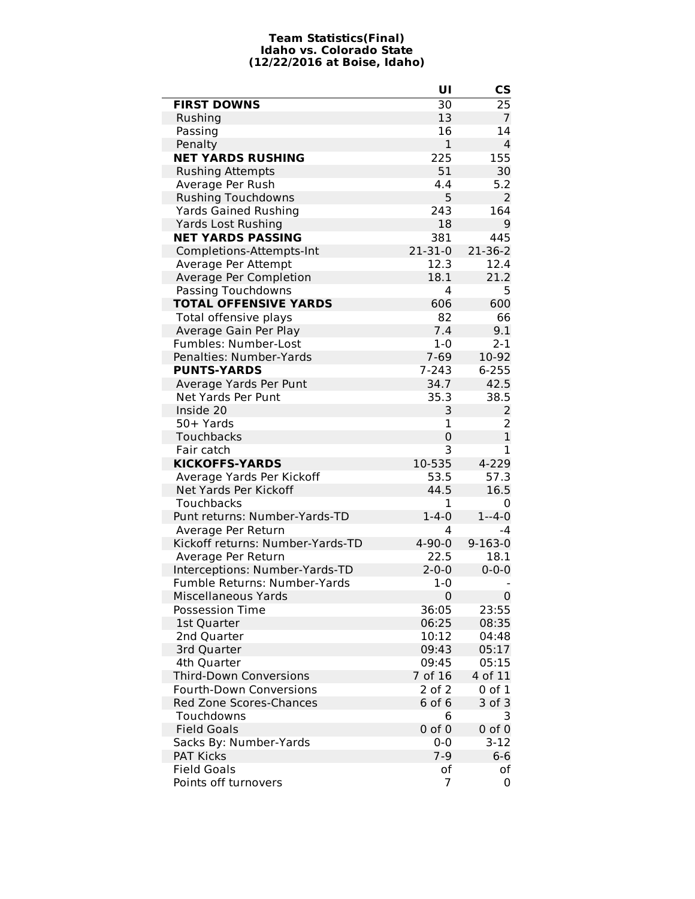**Team Statistics(Final)**
**Idaho vs. Colorado State**
**(12/22/2016 at Boise, Idaho)**

| | UI | CS |
|---|---|---|
| **FIRST DOWNS** | 30 | 25 |
| Rushing | 13 | 7 |
| Passing | 16 | 14 |
| Penalty | 1 | 4 |
| **NET YARDS RUSHING** | 225 | 155 |
| Rushing Attempts | 51 | 30 |
| Average Per Rush | 4.4 | 5.2 |
| Rushing Touchdowns | 5 | 2 |
| Yards Gained Rushing | 243 | 164 |
| Yards Lost Rushing | 18 | 9 |
| **NET YARDS PASSING** | 381 | 445 |
| Completions-Attempts-Int | 21-31-0 | 21-36-2 |
| Average Per Attempt | 12.3 | 12.4 |
| Average Per Completion | 18.1 | 21.2 |
| Passing Touchdowns | 4 | 5 |
| **TOTAL OFFENSIVE YARDS** | 606 | 600 |
| Total offensive plays | 82 | 66 |
| Average Gain Per Play | 7.4 | 9.1 |
| Fumbles: Number-Lost | 1-0 | 2-1 |
| Penalties: Number-Yards | 7-69 | 10-92 |
| **PUNTS-YARDS** | 7-243 | 6-255 |
| Average Yards Per Punt | 34.7 | 42.5 |
| Net Yards Per Punt | 35.3 | 38.5 |
| Inside 20 | 3 | 2 |
| 50+ Yards | 1 | 2 |
| Touchbacks | 0 | 1 |
| Fair catch | 3 | 1 |
| **KICKOFFS-YARDS** | 10-535 | 4-229 |
| Average Yards Per Kickoff | 53.5 | 57.3 |
| Net Yards Per Kickoff | 44.5 | 16.5 |
| Touchbacks | 1 | 0 |
| Punt returns: Number-Yards-TD | 1-4-0 | 1--4-0 |
| Average Per Return | 4 | -4 |
| Kickoff returns: Number-Yards-TD | 4-90-0 | 9-163-0 |
| Average Per Return | 22.5 | 18.1 |
| Interceptions: Number-Yards-TD | 2-0-0 | 0-0-0 |
| Fumble Returns: Number-Yards | 1-0 | - |
| Miscellaneous Yards | 0 | 0 |
| Possession Time | 36:05 | 23:55 |
| 1st Quarter | 06:25 | 08:35 |
| 2nd Quarter | 10:12 | 04:48 |
| 3rd Quarter | 09:43 | 05:17 |
| 4th Quarter | 09:45 | 05:15 |
| Third-Down Conversions | 7 of 16 | 4 of 11 |
| Fourth-Down Conversions | 2 of 2 | 0 of 1 |
| Red Zone Scores-Chances | 6 of 6 | 3 of 3 |
| Touchdowns | 6 | 3 |
| Field Goals | 0 of 0 | 0 of 0 |
| Sacks By: Number-Yards | 0-0 | 3-12 |
| PAT Kicks | 7-9 | 6-6 |
| Field Goals | of | of |
| Points off turnovers | 7 | 0 |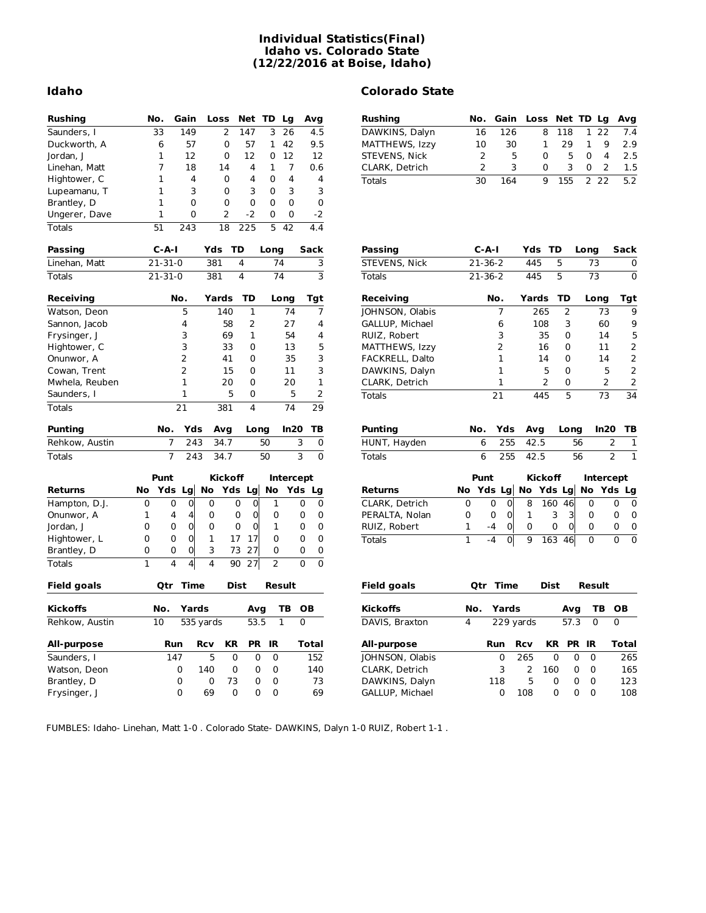# Individual Statistics(Final)
# Idaho vs. Colorado State
# (12/22/2016 at Boise, Idaho)

## Idaho

| Rushing | No. | Gain | Loss | Net | TD | Lg | Avg |
|---|---|---|---|---|---|---|---|
| Saunders, I | 33 | 149 | 2 | 147 | 3 | 26 | 4.5 |
| Duckworth, A | 6 | 57 | 0 | 57 | 1 | 42 | 9.5 |
| Jordan, J | 1 | 12 | 0 | 12 | 0 | 12 | 12 |
| Linehan, Matt | 7 | 18 | 14 | 4 | 1 | 7 | 0.6 |
| Hightower, C | 1 | 4 | 0 | 4 | 0 | 4 | 4 |
| Lupeamanu, T | 1 | 3 | 0 | 3 | 0 | 3 | 3 |
| Brantley, D | 1 | 0 | 0 | 0 | 0 | 0 | 0 |
| Ungerer, Dave | 1 | 0 | 2 | -2 | 0 | 0 | -2 |
| Totals | 51 | 243 | 18 | 225 | 5 | 42 | 4.4 |

| Passing | C-A-I | Yds | TD | Long | Sack |
|---|---|---|---|---|---|
| Linehan, Matt | 21-31-0 | 381 | 4 | 74 | 3 |
| Totals | 21-31-0 | 381 | 4 | 74 | 3 |

| Receiving | No. | Yards | TD | Long | Tgt |
|---|---|---|---|---|---|
| Watson, Deon | 5 | 140 | 1 | 74 | 7 |
| Sannon, Jacob | 4 | 58 | 2 | 27 | 4 |
| Frysinger, J | 3 | 69 | 1 | 54 | 4 |
| Hightower, C | 3 | 33 | 0 | 13 | 5 |
| Onunwor, A | 2 | 41 | 0 | 35 | 3 |
| Cowan, Trent | 2 | 15 | 0 | 11 | 3 |
| Mwhela, Reuben | 1 | 20 | 0 | 20 | 1 |
| Saunders, I | 1 | 5 | 0 | 5 | 2 |
| Totals | 21 | 381 | 4 | 74 | 29 |

| Punting | No. | Yds | Avg | Long | In20 | TB |
|---|---|---|---|---|---|---|
| Rehkow, Austin | 7 | 243 | 34.7 | 50 | 3 | 0 |
| Totals | 7 | 243 | 34.7 | 50 | 3 | 0 |

| | Punt | | | Kickoff | | | Intercept | | |
|---|---|---|---|---|---|---|---|---|---|
| Returns | No | Yds | Lg | No | Yds | Lg | No | Yds | Lg |
| Hampton, D.J. | 0 | 0 | 0 | 0 | 0 | 0 | 1 | 0 | 0 |
| Onunwor, A | 1 | 4 | 4 | 0 | 0 | 0 | 0 | 0 | 0 |
| Jordan, J | 0 | 0 | 0 | 0 | 0 | 0 | 1 | 0 | 0 |
| Hightower, L | 0 | 0 | 0 | 1 | 17 | 17 | 0 | 0 | 0 |
| Brantley, D | 0 | 0 | 0 | 3 | 73 | 27 | 0 | 0 | 0 |
| Totals | 1 | 4 | 4 | 4 | 90 | 27 | 2 | 0 | 0 |

| Field goals | Qtr | Time | Dist | Result |
|---|---|---|---|---|

| Kickoffs | No. | Yards | Avg | TB | OB |
|---|---|---|---|---|---|
| Rehkow, Austin | 10 | 535 yards | 53.5 | 1 | 0 |

| All-purpose | Run | Rcv | KR | PR | IR | Total |
|---|---|---|---|---|---|---|
| Saunders, I | 147 | 5 | 0 | 0 | 0 | 152 |
| Watson, Deon | 0 | 140 | 0 | 0 | 0 | 140 |
| Brantley, D | 0 | 0 | 73 | 0 | 0 | 73 |
| Frysinger, J | 0 | 69 | 0 | 0 | 0 | 69 |

## Colorado State

| Rushing | No. | Gain | Loss | Net | TD | Lg | Avg |
|---|---|---|---|---|---|---|---|
| DAWKINS, Dalyn | 16 | 126 | 8 | 118 | 1 | 22 | 7.4 |
| MATTHEWS, Izzy | 10 | 30 | 1 | 29 | 1 | 9 | 2.9 |
| STEVENS, Nick | 2 | 5 | 0 | 5 | 0 | 4 | 2.5 |
| CLARK, Detrich | 2 | 3 | 0 | 3 | 0 | 2 | 1.5 |
| Totals | 30 | 164 | 9 | 155 | 2 | 22 | 5.2 |

| Passing | C-A-I | Yds | TD | Long | Sack |
|---|---|---|---|---|---|
| STEVENS, Nick | 21-36-2 | 445 | 5 | 73 | 0 |
| Totals | 21-36-2 | 445 | 5 | 73 | 0 |

| Receiving | No. | Yards | TD | Long | Tgt |
|---|---|---|---|---|---|
| JOHNSON, Olabis | 7 | 265 | 2 | 73 | 9 |
| GALLUP, Michael | 6 | 108 | 3 | 60 | 9 |
| RUIZ, Robert | 3 | 35 | 0 | 14 | 5 |
| MATTHEWS, Izzy | 2 | 16 | 0 | 11 | 2 |
| FACKRELL, Dalto | 1 | 14 | 0 | 14 | 2 |
| DAWKINS, Dalyn | 1 | 5 | 0 | 5 | 2 |
| CLARK, Detrich | 1 | 2 | 0 | 2 | 2 |
| Totals | 21 | 445 | 5 | 73 | 34 |

| Punting | No. | Yds | Avg | Long | In20 | TB |
|---|---|---|---|---|---|---|
| HUNT, Hayden | 6 | 255 | 42.5 | 56 | 2 | 1 |
| Totals | 6 | 255 | 42.5 | 56 | 2 | 1 |

| | Punt | | | Kickoff | | | Intercept | | |
|---|---|---|---|---|---|---|---|---|---|
| Returns | No | Yds | Lg | No | Yds | Lg | No | Yds | Lg |
| CLARK, Detrich | 0 | 0 | 0 | 8 | 160 | 46 | 0 | 0 | 0 |
| PERALTA, Nolan | 0 | 0 | 0 | 1 | 3 | 3 | 0 | 0 | 0 |
| RUIZ, Robert | 1 | -4 | 0 | 0 | 0 | 0 | 0 | 0 | 0 |
| Totals | 1 | -4 | 0 | 9 | 163 | 46 | 0 | 0 | 0 |

| Field goals | Qtr | Time | Dist | Result |
|---|---|---|---|---|

| Kickoffs | No. | Yards | Avg | TB | OB |
|---|---|---|---|---|---|
| DAVIS, Braxton | 4 | 229 yards | 57.3 | 0 | 0 |

| All-purpose | Run | Rcv | KR | PR | IR | Total |
|---|---|---|---|---|---|---|
| JOHNSON, Olabis | 0 | 265 | 0 | 0 | 0 | 265 |
| CLARK, Detrich | 3 | 2 | 160 | 0 | 0 | 165 |
| DAWKINS, Dalyn | 118 | 5 | 0 | 0 | 0 | 123 |
| GALLUP, Michael | 0 | 108 | 0 | 0 | 0 | 108 |

FUMBLES: Idaho- Linehan, Matt 1-0 . Colorado State- DAWKINS, Dalyn 1-0 RUIZ, Robert 1-1 .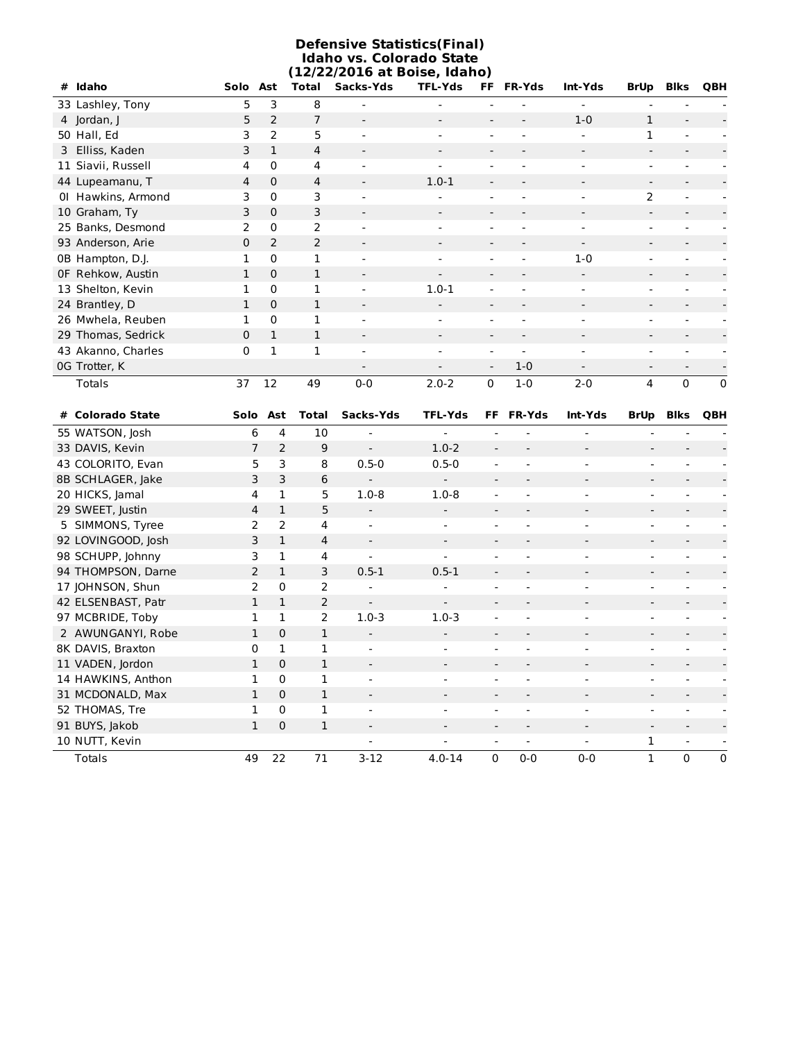# Defensive Statistics(Final)
## Idaho vs. Colorado State
### (12/22/2016 at Boise, Idaho)

| # | Idaho | Solo | Ast | Total | Sacks-Yds | TFL-Yds | FF | FR-Yds | Int-Yds | BrUp | Blks | QBH |
|---|---|---|---|---|---|---|---|---|---|---|---|---|
| 33 | Lashley, Tony | 5 | 3 | 8 | - | - | - | - | - | - | - | - |
| 4 | Jordan, J | 5 | 2 | 7 | - | - | - | - | 1-0 | 1 | - | - |
| 50 | Hall, Ed | 3 | 2 | 5 | - | - | - | - | - | 1 | - | - |
| 3 | Elliss, Kaden | 3 | 1 | 4 | - | - | - | - | - | - | - | - |
| 11 | Siavii, Russell | 4 | 0 | 4 | - | - | - | - | - | - | - | - |
| 44 | Lupeamanu, T | 4 | 0 | 4 | - | 1.0-1 | - | - | - | - | - | - |
| 0I | Hawkins, Armond | 3 | 0 | 3 | - | - | - | - | - | 2 | - | - |
| 10 | Graham, Ty | 3 | 0 | 3 | - | - | - | - | - | - | - | - |
| 25 | Banks, Desmond | 2 | 0 | 2 | - | - | - | - | - | - | - | - |
| 93 | Anderson, Arie | 0 | 2 | 2 | - | - | - | - | - | - | - | - |
| 0B | Hampton, D.J. | 1 | 0 | 1 | - | - | - | - | 1-0 | - | - | - |
| 0F | Rehkow, Austin | 1 | 0 | 1 | - | - | - | - | - | - | - | - |
| 13 | Shelton, Kevin | 1 | 0 | 1 | - | 1.0-1 | - | - | - | - | - | - |
| 24 | Brantley, D | 1 | 0 | 1 | - | - | - | - | - | - | - | - |
| 26 | Mwhela, Reuben | 1 | 0 | 1 | - | - | - | - | - | - | - | - |
| 29 | Thomas, Sedrick | 0 | 1 | 1 | - | - | - | - | - | - | - | - |
| 43 | Akanno, Charles | 0 | 1 | 1 | - | - | - | - | - | - | - | - |
| 0G | Trotter, K | | | | - | - | - | 1-0 | - | - | - | - |
| | Totals | 37 | 12 | 49 | 0-0 | 2.0-2 | 0 | 1-0 | 2-0 | 4 | 0 | 0 |

| # | Colorado State | Solo | Ast | Total | Sacks-Yds | TFL-Yds | FF | FR-Yds | Int-Yds | BrUp | Blks | QBH |
|---|---|---|---|---|---|---|---|---|---|---|---|---|
| 55 | WATSON, Josh | 6 | 4 | 10 | - | - | - | - | - | - | - | - |
| 33 | DAVIS, Kevin | 7 | 2 | 9 | - | 1.0-2 | - | - | - | - | - | - |
| 43 | COLORITO, Evan | 5 | 3 | 8 | 0.5-0 | 0.5-0 | - | - | - | - | - | - |
| 8B | SCHLAGER, Jake | 3 | 3 | 6 | - | - | - | - | - | - | - | - |
| 20 | HICKS, Jamal | 4 | 1 | 5 | 1.0-8 | 1.0-8 | - | - | - | - | - | - |
| 29 | SWEET, Justin | 4 | 1 | 5 | - | - | - | - | - | - | - | - |
| 5 | SIMMONS, Tyree | 2 | 2 | 4 | - | - | - | - | - | - | - | - |
| 92 | LOVINGOOD, Josh | 3 | 1 | 4 | - | - | - | - | - | - | - | - |
| 98 | SCHUPP, Johnny | 3 | 1 | 4 | - | - | - | - | - | - | - | - |
| 94 | THOMPSON, Darne | 2 | 1 | 3 | 0.5-1 | 0.5-1 | - | - | - | - | - | - |
| 17 | JOHNSON, Shun | 2 | 0 | 2 | - | - | - | - | - | - | - | - |
| 42 | ELSENBAST, Patr | 1 | 1 | 2 | - | - | - | - | - | - | - | - |
| 97 | MCBRIDE, Toby | 1 | 1 | 2 | 1.0-3 | 1.0-3 | - | - | - | - | - | - |
| 2 | AWUNGANYI, Robe | 1 | 0 | 1 | - | - | - | - | - | - | - | - |
| 8K | DAVIS, Braxton | 0 | 1 | 1 | - | - | - | - | - | - | - | - |
| 11 | VADEN, Jordon | 1 | 0 | 1 | - | - | - | - | - | - | - | - |
| 14 | HAWKINS, Anthon | 1 | 0 | 1 | - | - | - | - | - | - | - | - |
| 31 | MCDONALD, Max | 1 | 0 | 1 | - | - | - | - | - | - | - | - |
| 52 | THOMAS, Tre | 1 | 0 | 1 | - | - | - | - | - | - | - | - |
| 91 | BUYS, Jakob | 1 | 0 | 1 | - | - | - | - | - | - | - | - |
| 10 | NUTT, Kevin | | | | - | - | - | - | - | 1 | - | - |
| | Totals | 49 | 22 | 71 | 3-12 | 4.0-14 | 0 | 0-0 | 0-0 | 1 | 0 | 0 |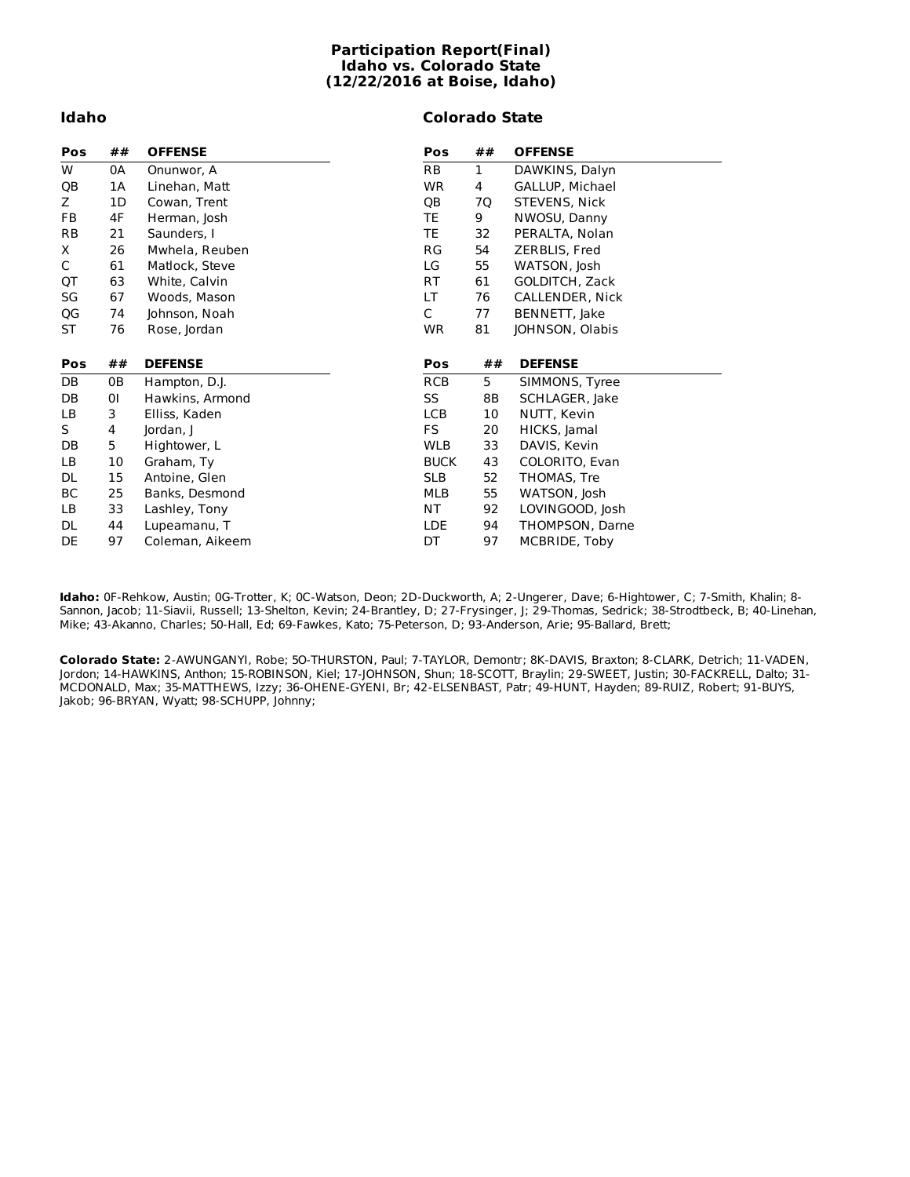# Participation Report(Final)
## Idaho vs. Colorado State
## (12/22/2016 at Boise, Idaho)

### Idaho

| Pos | ## | OFFENSE |
|---|---|---|
| W | 0A | Onunwor, A |
| QB | 1A | Linehan, Matt |
| Z | 1D | Cowan, Trent |
| FB | 4F | Herman, Josh |
| RB | 21 | Saunders, I |
| X | 26 | Mwhela, Reuben |
| C | 61 | Matlock, Steve |
| QT | 63 | White, Calvin |
| SG | 67 | Woods, Mason |
| QG | 74 | Johnson, Noah |
| ST | 76 | Rose, Jordan |

| Pos | ## | DEFENSE |
|---|---|---|
| DB | 0B | Hampton, D.J. |
| DB | 0I | Hawkins, Armond |
| LB | 3 | Elliss, Kaden |
| S | 4 | Jordan, J |
| DB | 5 | Hightower, L |
| LB | 10 | Graham, Ty |
| DL | 15 | Antoine, Glen |
| BC | 25 | Banks, Desmond |
| LB | 33 | Lashley, Tony |
| DL | 44 | Lupeamanu, T |
| DE | 97 | Coleman, Aikeem |

### Colorado State

| Pos | ## | OFFENSE |
|---|---|---|
| RB | 1 | DAWKINS, Dalyn |
| WR | 4 | GALLUP, Michael |
| QB | 7Q | STEVENS, Nick |
| TE | 9 | NWOSU, Danny |
| TE | 32 | PERALTA, Nolan |
| RG | 54 | ZERBLIS, Fred |
| LG | 55 | WATSON, Josh |
| RT | 61 | GOLDITCH, Zack |
| LT | 76 | CALLENDER, Nick |
| C | 77 | BENNETT, Jake |
| WR | 81 | JOHNSON, Olabis |

| Pos | ## | DEFENSE |
|---|---|---|
| RCB | 5 | SIMMONS, Tyree |
| SS | 8B | SCHLAGER, Jake |
| LCB | 10 | NUTT, Kevin |
| FS | 20 | HICKS, Jamal |
| WLB | 33 | DAVIS, Kevin |
| BUCK | 43 | COLORITO, Evan |
| SLB | 52 | THOMAS, Tre |
| MLB | 55 | WATSON, Josh |
| NT | 92 | LOVINGOOD, Josh |
| LDE | 94 | THOMPSON, Darne |
| DT | 97 | MCBRIDE, Toby |

**Idaho:** 0F-Rehkow, Austin; 0G-Trotter, K; 0C-Watson, Deon; 2D-Duckworth, A; 2-Ungerer, Dave; 6-Hightower, C; 7-Smith, Khalin; 8-Sannon, Jacob; 11-Siavii, Russell; 13-Shelton, Kevin; 24-Brantley, D; 27-Frysinger, J; 29-Thomas, Sedrick; 38-Strodtbeck, B; 40-Linehan, Mike; 43-Akanno, Charles; 50-Hall, Ed; 69-Fawkes, Kato; 75-Peterson, D; 93-Anderson, Arie; 95-Ballard, Brett;

**Colorado State:** 2-AWUNGANYI, Robe; 5O-THURSTON, Paul; 7-TAYLOR, Demontr; 8K-DAVIS, Braxton; 8-CLARK, Detrich; 11-VADEN, Jordon; 14-HAWKINS, Anthon; 15-ROBINSON, Kiel; 17-JOHNSON, Shun; 18-SCOTT, Braylin; 29-SWEET, Justin; 30-FACKRELL, Dalto; 31-MCDONALD, Max; 35-MATTHEWS, Izzy; 36-OHENE-GYENI, Br; 42-ELSENBAST, Patr; 49-HUNT, Hayden; 89-RUIZ, Robert; 91-BUYS, Jakob; 96-BRYAN, Wyatt; 98-SCHUPP, Johnny;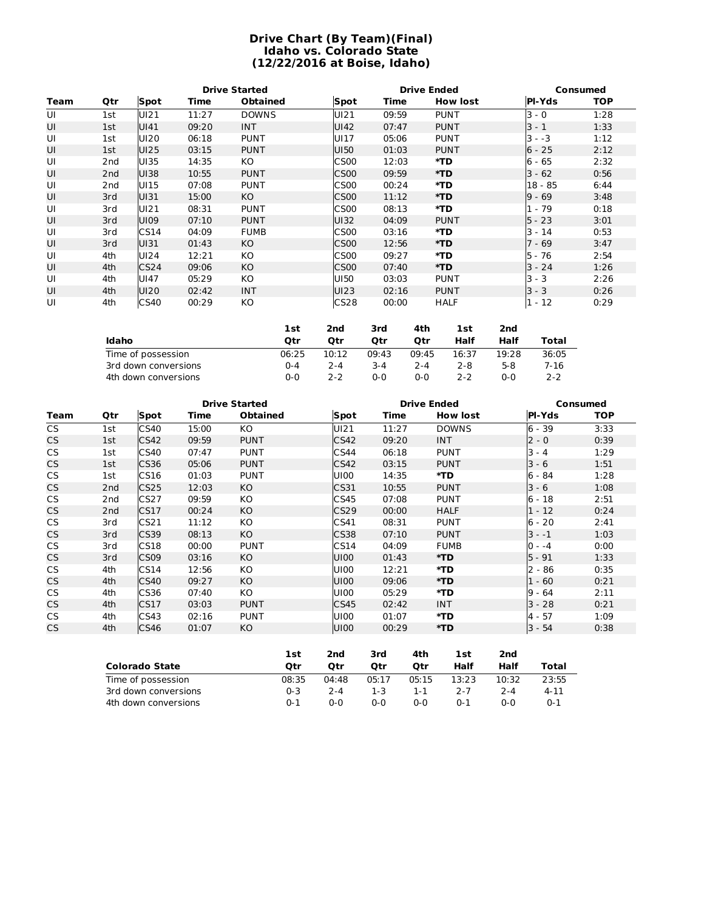# Drive Chart (By Team)(Final)
## Idaho vs. Colorado State
## (12/22/2016 at Boise, Idaho)

| | | Drive Started | | | Drive Ended | | | Consumed | |
|---|---|---|---|---|---|---|---|---|---|
| Team | Qtr | Spot | Time | Obtained | Spot | Time | How lost | Pl-Yds | TOP |
| UI | 1st | UI21 | 11:27 | DOWNS | UI21 | 09:59 | PUNT | 3 - 0 | 1:28 |
| UI | 1st | UI41 | 09:20 | INT | UI42 | 07:47 | PUNT | 3 - 1 | 1:33 |
| UI | 1st | UI20 | 06:18 | PUNT | UI17 | 05:06 | PUNT | 3 - -3 | 1:12 |
| UI | 1st | UI25 | 03:15 | PUNT | UI50 | 01:03 | PUNT | 6 - 25 | 2:12 |
| UI | 2nd | UI35 | 14:35 | KO | CS00 | 12:03 | *TD | 6 - 65 | 2:32 |
| UI | 2nd | UI38 | 10:55 | PUNT | CS00 | 09:59 | *TD | 3 - 62 | 0:56 |
| UI | 2nd | UI15 | 07:08 | PUNT | CS00 | 00:24 | *TD | 18 - 85 | 6:44 |
| UI | 3rd | UI31 | 15:00 | KO | CS00 | 11:12 | *TD | 9 - 69 | 3:48 |
| UI | 3rd | UI21 | 08:31 | PUNT | CS00 | 08:13 | *TD | 1 - 79 | 0:18 |
| UI | 3rd | UI09 | 07:10 | PUNT | UI32 | 04:09 | PUNT | 5 - 23 | 3:01 |
| UI | 3rd | CS14 | 04:09 | FUMB | CS00 | 03:16 | *TD | 3 - 14 | 0:53 |
| UI | 3rd | UI31 | 01:43 | KO | CS00 | 12:56 | *TD | 7 - 69 | 3:47 |
| UI | 4th | UI24 | 12:21 | KO | CS00 | 09:27 | *TD | 5 - 76 | 2:54 |
| UI | 4th | CS24 | 09:06 | KO | CS00 | 07:40 | *TD | 3 - 24 | 1:26 |
| UI | 4th | UI47 | 05:29 | KO | UI50 | 03:03 | PUNT | 3 - 3 | 2:26 |
| UI | 4th | UI20 | 02:42 | INT | UI23 | 02:16 | PUNT | 3 - 3 | 0:26 |
| UI | 4th | CS40 | 00:29 | KO | CS28 | 00:00 | HALF | 1 - 12 | 0:29 |

| Idaho | 1st Qtr | 2nd Qtr | 3rd Qtr | 4th Qtr | 1st Half | 2nd Half | Total |
|---|---|---|---|---|---|---|---|
| Time of possession | 06:25 | 10:12 | 09:43 | 09:45 | 16:37 | 19:28 | 36:05 |
| 3rd down conversions | 0-4 | 2-4 | 3-4 | 2-4 | 2-8 | 5-8 | 7-16 |
| 4th down conversions | 0-0 | 2-2 | 0-0 | 0-0 | 2-2 | 0-0 | 2-2 |

| | | Drive Started | | | Drive Ended | | | Consumed | |
|---|---|---|---|---|---|---|---|---|---|
| Team | Qtr | Spot | Time | Obtained | Spot | Time | How lost | Pl-Yds | TOP |
| CS | 1st | CS40 | 15:00 | KO | UI21 | 11:27 | DOWNS | 6 - 39 | 3:33 |
| CS | 1st | CS42 | 09:59 | PUNT | CS42 | 09:20 | INT | 2 - 0 | 0:39 |
| CS | 1st | CS40 | 07:47 | PUNT | CS44 | 06:18 | PUNT | 3 - 4 | 1:29 |
| CS | 1st | CS36 | 05:06 | PUNT | CS42 | 03:15 | PUNT | 3 - 6 | 1:51 |
| CS | 1st | CS16 | 01:03 | PUNT | UI00 | 14:35 | *TD | 6 - 84 | 1:28 |
| CS | 2nd | CS25 | 12:03 | KO | CS31 | 10:55 | PUNT | 3 - 6 | 1:08 |
| CS | 2nd | CS27 | 09:59 | KO | CS45 | 07:08 | PUNT | 6 - 18 | 2:51 |
| CS | 2nd | CS17 | 00:24 | KO | CS29 | 00:00 | HALF | 1 - 12 | 0:24 |
| CS | 3rd | CS21 | 11:12 | KO | CS41 | 08:31 | PUNT | 6 - 20 | 2:41 |
| CS | 3rd | CS39 | 08:13 | KO | CS38 | 07:10 | PUNT | 3 - -1 | 1:03 |
| CS | 3rd | CS18 | 00:00 | PUNT | CS14 | 04:09 | FUMB | 0 - -4 | 0:00 |
| CS | 3rd | CS09 | 03:16 | KO | UI00 | 01:43 | *TD | 5 - 91 | 1:33 |
| CS | 4th | CS14 | 12:56 | KO | UI00 | 12:21 | *TD | 2 - 86 | 0:35 |
| CS | 4th | CS40 | 09:27 | KO | UI00 | 09:06 | *TD | 1 - 60 | 0:21 |
| CS | 4th | CS36 | 07:40 | KO | UI00 | 05:29 | *TD | 9 - 64 | 2:11 |
| CS | 4th | CS17 | 03:03 | PUNT | CS45 | 02:42 | INT | 3 - 28 | 0:21 |
| CS | 4th | CS43 | 02:16 | PUNT | UI00 | 01:07 | *TD | 4 - 57 | 1:09 |
| CS | 4th | CS46 | 01:07 | KO | UI00 | 00:29 | *TD | 3 - 54 | 0:38 |

| Colorado State | 1st Qtr | 2nd Qtr | 3rd Qtr | 4th Qtr | 1st Half | 2nd Half | Total |
|---|---|---|---|---|---|---|---|
| Time of possession | 08:35 | 04:48 | 05:17 | 05:15 | 13:23 | 10:32 | 23:55 |
| 3rd down conversions | 0-3 | 2-4 | 1-3 | 1-1 | 2-7 | 2-4 | 4-11 |
| 4th down conversions | 0-1 | 0-0 | 0-0 | 0-0 | 0-1 | 0-0 | 0-1 |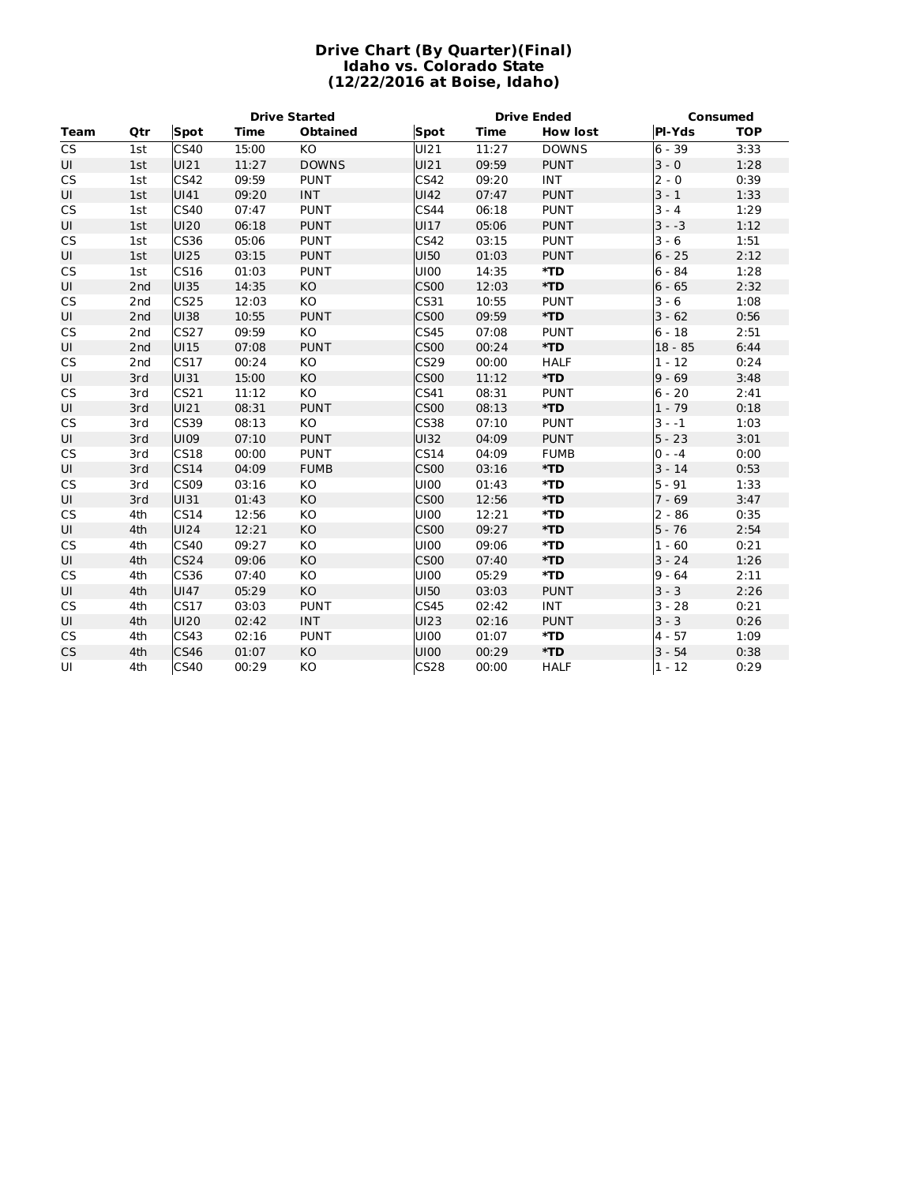## Drive Chart (By Quarter)(Final)
## Idaho vs. Colorado State
## (12/22/2016 at Boise, Idaho)

| | | Drive Started | | | Drive Ended | | | Consumed | |
|---|---|---|---|---|---|---|---|---|---|
| **Team** | **Qtr** | **Spot** | **Time** | **Obtained** | **Spot** | **Time** | **How lost** | **Pl-Yds** | **TOP** |
| CS | 1st | CS40 | 15:00 | KO | UI21 | 11:27 | DOWNS | 6 - 39 | 3:33 |
| UI | 1st | UI21 | 11:27 | DOWNS | UI21 | 09:59 | PUNT | 3 - 0 | 1:28 |
| CS | 1st | CS42 | 09:59 | PUNT | CS42 | 09:20 | INT | 2 - 0 | 0:39 |
| UI | 1st | UI41 | 09:20 | INT | UI42 | 07:47 | PUNT | 3 - 1 | 1:33 |
| CS | 1st | CS40 | 07:47 | PUNT | CS44 | 06:18 | PUNT | 3 - 4 | 1:29 |
| UI | 1st | UI20 | 06:18 | PUNT | UI17 | 05:06 | PUNT | 3 - -3 | 1:12 |
| CS | 1st | CS36 | 05:06 | PUNT | CS42 | 03:15 | PUNT | 3 - 6 | 1:51 |
| UI | 1st | UI25 | 03:15 | PUNT | UI50 | 01:03 | PUNT | 6 - 25 | 2:12 |
| CS | 1st | CS16 | 01:03 | PUNT | UI00 | 14:35 | ***TD** | 6 - 84 | 1:28 |
| UI | 2nd | UI35 | 14:35 | KO | CS00 | 12:03 | ***TD** | 6 - 65 | 2:32 |
| CS | 2nd | CS25 | 12:03 | KO | CS31 | 10:55 | PUNT | 3 - 6 | 1:08 |
| UI | 2nd | UI38 | 10:55 | PUNT | CS00 | 09:59 | ***TD** | 3 - 62 | 0:56 |
| CS | 2nd | CS27 | 09:59 | KO | CS45 | 07:08 | PUNT | 6 - 18 | 2:51 |
| UI | 2nd | UI15 | 07:08 | PUNT | CS00 | 00:24 | ***TD** | 18 - 85 | 6:44 |
| CS | 2nd | CS17 | 00:24 | KO | CS29 | 00:00 | HALF | 1 - 12 | 0:24 |
| UI | 3rd | UI31 | 15:00 | KO | CS00 | 11:12 | ***TD** | 9 - 69 | 3:48 |
| CS | 3rd | CS21 | 11:12 | KO | CS41 | 08:31 | PUNT | 6 - 20 | 2:41 |
| UI | 3rd | UI21 | 08:31 | PUNT | CS00 | 08:13 | ***TD** | 1 - 79 | 0:18 |
| CS | 3rd | CS39 | 08:13 | KO | CS38 | 07:10 | PUNT | 3 - -1 | 1:03 |
| UI | 3rd | UI09 | 07:10 | PUNT | UI32 | 04:09 | PUNT | 5 - 23 | 3:01 |
| CS | 3rd | CS18 | 00:00 | PUNT | CS14 | 04:09 | FUMB | 0 - -4 | 0:00 |
| UI | 3rd | CS14 | 04:09 | FUMB | CS00 | 03:16 | ***TD** | 3 - 14 | 0:53 |
| CS | 3rd | CS09 | 03:16 | KO | UI00 | 01:43 | ***TD** | 5 - 91 | 1:33 |
| UI | 3rd | UI31 | 01:43 | KO | CS00 | 12:56 | ***TD** | 7 - 69 | 3:47 |
| CS | 4th | CS14 | 12:56 | KO | UI00 | 12:21 | ***TD** | 2 - 86 | 0:35 |
| UI | 4th | UI24 | 12:21 | KO | CS00 | 09:27 | ***TD** | 5 - 76 | 2:54 |
| CS | 4th | CS40 | 09:27 | KO | UI00 | 09:06 | ***TD** | 1 - 60 | 0:21 |
| UI | 4th | CS24 | 09:06 | KO | CS00 | 07:40 | ***TD** | 3 - 24 | 1:26 |
| CS | 4th | CS36 | 07:40 | KO | UI00 | 05:29 | ***TD** | 9 - 64 | 2:11 |
| UI | 4th | UI47 | 05:29 | KO | UI50 | 03:03 | PUNT | 3 - 3 | 2:26 |
| CS | 4th | CS17 | 03:03 | PUNT | CS45 | 02:42 | INT | 3 - 28 | 0:21 |
| UI | 4th | UI20 | 02:42 | INT | UI23 | 02:16 | PUNT | 3 - 3 | 0:26 |
| CS | 4th | CS43 | 02:16 | PUNT | UI00 | 01:07 | ***TD** | 4 - 57 | 1:09 |
| CS | 4th | CS46 | 01:07 | KO | UI00 | 00:29 | ***TD** | 3 - 54 | 0:38 |
| UI | 4th | CS40 | 00:29 | KO | CS28 | 00:00 | HALF | 1 - 12 | 0:29 |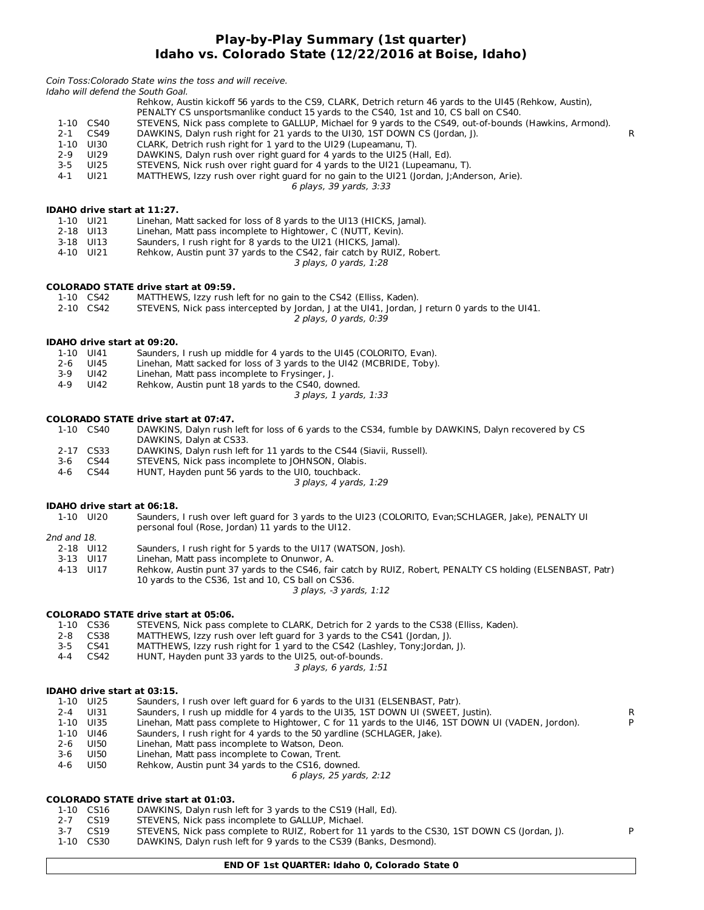# Play-by-Play Summary (1st quarter)
## Idaho vs. Colorado State (12/22/2016 at Boise, Idaho)

*Coin Toss:Colorado State wins the toss and will receive.*
*Idaho will defend the South Goal.*

| | | | |
|---|---|---|---|
| | | Rehkow, Austin kickoff 56 yards to the CS9, CLARK, Detrich return 46 yards to the UI45 (Rehkow, Austin), PENALTY CS unsportsmanlike conduct 15 yards to the CS40, 1st and 10, CS ball on CS40. | |
| 1-10 | CS40 | STEVENS, Nick pass complete to GALLUP, Michael for 9 yards to the CS49, out-of-bounds (Hawkins, Armond). | |
| 2-1 | CS49 | DAWKINS, Dalyn rush right for 21 yards to the UI30, 1ST DOWN CS (Jordan, J). | R |
| 1-10 | UI30 | CLARK, Detrich rush right for 1 yard to the UI29 (Lupeamanu, T). | |
| 2-9 | UI29 | DAWKINS, Dalyn rush over right guard for 4 yards to the UI25 (Hall, Ed). | |
| 3-5 | UI25 | STEVENS, Nick rush over right guard for 4 yards to the UI21 (Lupeamanu, T). | |
| 4-1 | UI21 | MATTHEWS, Izzy rush over right guard for no gain to the UI21 (Jordan, J;Anderson, Arie). | |

*6 plays, 39 yards, 3:33*

**IDAHO drive start at 11:27.**

| | | |
|---|---|---|
| 1-10 | UI21 | Linehan, Matt sacked for loss of 8 yards to the UI13 (HICKS, Jamal). |
| 2-18 | UI13 | Linehan, Matt pass incomplete to Hightower, C (NUTT, Kevin). |
| 3-18 | UI13 | Saunders, I rush right for 8 yards to the UI21 (HICKS, Jamal). |
| 4-10 | UI21 | Rehkow, Austin punt 37 yards to the CS42, fair catch by RUIZ, Robert. |

*3 plays, 0 yards, 1:28*

**COLORADO STATE drive start at 09:59.**

| | | |
|---|---|---|
| 1-10 | CS42 | MATTHEWS, Izzy rush left for no gain to the CS42 (Elliss, Kaden). |
| 2-10 | CS42 | STEVENS, Nick pass intercepted by Jordan, J at the UI41, Jordan, J return 0 yards to the UI41. |

*2 plays, 0 yards, 0:39*

**IDAHO drive start at 09:20.**

| | | |
|---|---|---|
| 1-10 | UI41 | Saunders, I rush up middle for 4 yards to the UI45 (COLORITO, Evan). |
| 2-6 | UI45 | Linehan, Matt sacked for loss of 3 yards to the UI42 (MCBRIDE, Toby). |
| 3-9 | UI42 | Linehan, Matt pass incomplete to Frysinger, J. |
| 4-9 | UI42 | Rehkow, Austin punt 18 yards to the CS40, downed. |

*3 plays, 1 yards, 1:33*

**COLORADO STATE drive start at 07:47.**

| | | |
|---|---|---|
| 1-10 | CS40 | DAWKINS, Dalyn rush left for loss of 6 yards to the CS34, fumble by DAWKINS, Dalyn recovered by CS DAWKINS, Dalyn at CS33. |
| 2-17 | CS33 | DAWKINS, Dalyn rush left for 11 yards to the CS44 (Siavii, Russell). |
| 3-6 | CS44 | STEVENS, Nick pass incomplete to JOHNSON, Olabis. |
| 4-6 | CS44 | HUNT, Hayden punt 56 yards to the UI0, touchback. |

*3 plays, 4 yards, 1:29*

**IDAHO drive start at 06:18.**

| | | |
|---|---|---|
| 1-10 | UI20 | Saunders, I rush over left guard for 3 yards to the UI23 (COLORITO, Evan;SCHLAGER, Jake), PENALTY UI personal foul (Rose, Jordan) 11 yards to the UI12. |
| *2nd and 18.* | | |
| 2-18 | UI12 | Saunders, I rush right for 5 yards to the UI17 (WATSON, Josh). |
| 3-13 | UI17 | Linehan, Matt pass incomplete to Onunwor, A. |
| 4-13 | UI17 | Rehkow, Austin punt 37 yards to the CS46, fair catch by RUIZ, Robert, PENALTY CS holding (ELSENBAST, Patr) 10 yards to the CS36, 1st and 10, CS ball on CS36. |

*3 plays, -3 yards, 1:12*

**COLORADO STATE drive start at 05:06.**

| | | |
|---|---|---|
| 1-10 | CS36 | STEVENS, Nick pass complete to CLARK, Detrich for 2 yards to the CS38 (Elliss, Kaden). |
| 2-8 | CS38 | MATTHEWS, Izzy rush over left guard for 3 yards to the CS41 (Jordan, J). |
| 3-5 | CS41 | MATTHEWS, Izzy rush right for 1 yard to the CS42 (Lashley, Tony;Jordan, J). |
| 4-4 | CS42 | HUNT, Hayden punt 33 yards to the UI25, out-of-bounds. |

*3 plays, 6 yards, 1:51*

**IDAHO drive start at 03:15.**

| | | | |
|---|---|---|---|
| 1-10 | UI25 | Saunders, I rush over left guard for 6 yards to the UI31 (ELSENBAST, Patr). | |
| 2-4 | UI31 | Saunders, I rush up middle for 4 yards to the UI35, 1ST DOWN UI (SWEET, Justin). | R |
| 1-10 | UI35 | Linehan, Matt pass complete to Hightower, C for 11 yards to the UI46, 1ST DOWN UI (VADEN, Jordon). | P |
| 1-10 | UI46 | Saunders, I rush right for 4 yards to the 50 yardline (SCHLAGER, Jake). | |
| 2-6 | UI50 | Linehan, Matt pass incomplete to Watson, Deon. | |
| 3-6 | UI50 | Linehan, Matt pass incomplete to Cowan, Trent. | |
| 4-6 | UI50 | Rehkow, Austin punt 34 yards to the CS16, downed. | |

*6 plays, 25 yards, 2:12*

**COLORADO STATE drive start at 01:03.**

| | | | |
|---|---|---|---|
| 1-10 | CS16 | DAWKINS, Dalyn rush left for 3 yards to the CS19 (Hall, Ed). | |
| 2-7 | CS19 | STEVENS, Nick pass incomplete to GALLUP, Michael. | |
| 3-7 | CS19 | STEVENS, Nick pass complete to RUIZ, Robert for 11 yards to the CS30, 1ST DOWN CS (Jordan, J). | P |
| 1-10 | CS30 | DAWKINS, Dalyn rush left for 9 yards to the CS39 (Banks, Desmond). | |

**END OF 1st QUARTER: Idaho 0, Colorado State 0**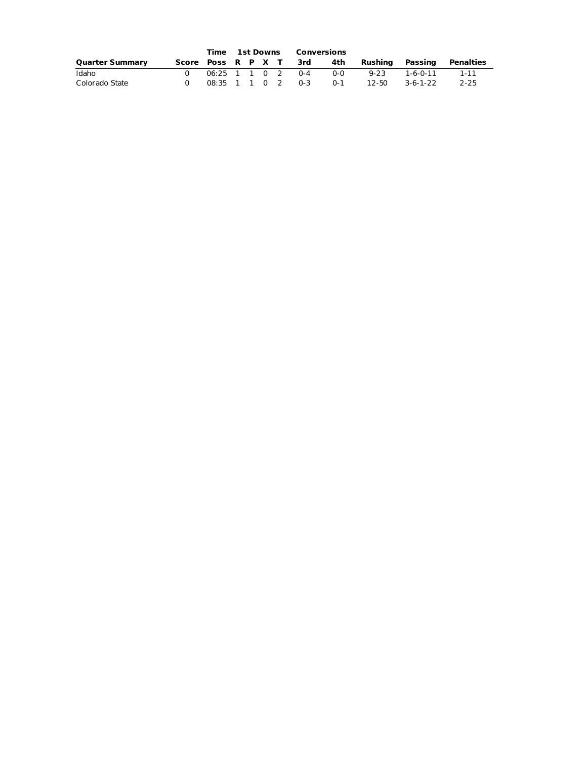| Quarter Summary | Score | Time Poss | 1st Downs R | P | X | T | Conversions 3rd | 4th | Rushing | Passing | Penalties |
|---|---|---|---|---|---|---|---|---|---|---|---|
| Idaho | 0 | 06:25 | 1 | 1 | 0 | 2 | 0-4 | 0-0 | 9-23 | 1-6-0-11 | 1-11 |
| Colorado State | 0 | 08:35 | 1 | 1 | 0 | 2 | 0-3 | 0-1 | 12-50 | 3-6-1-22 | 2-25 |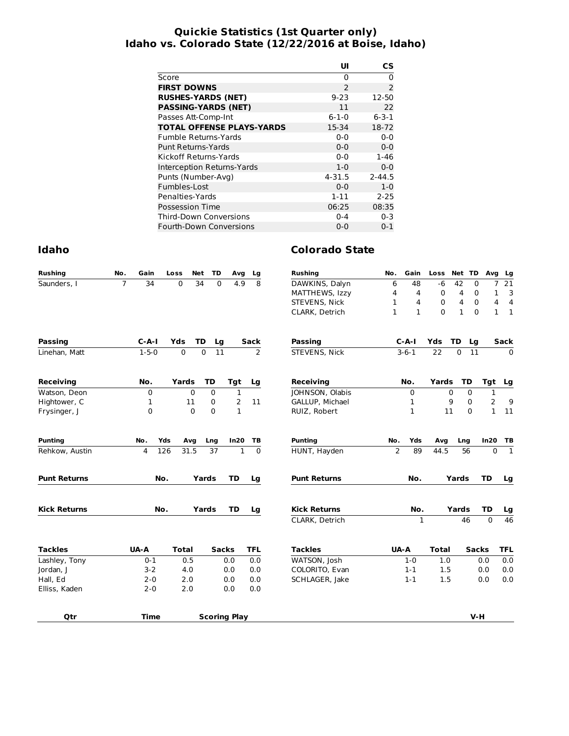# Quickie Statistics (1st Quarter only)
## Idaho vs. Colorado State (12/22/2016 at Boise, Idaho)

| | UI | CS |
|---|---|---|
| Score | 0 | 0 |
| **FIRST DOWNS** | 2 | 2 |
| **RUSHES-YARDS (NET)** | 9-23 | 12-50 |
| **PASSING-YARDS (NET)** | 11 | 22 |
| Passes Att-Comp-Int | 6-1-0 | 6-3-1 |
| **TOTAL OFFENSE PLAYS-YARDS** | 15-34 | 18-72 |
| Fumble Returns-Yards | 0-0 | 0-0 |
| Punt Returns-Yards | 0-0 | 0-0 |
| Kickoff Returns-Yards | 0-0 | 1-46 |
| Interception Returns-Yards | 1-0 | 0-0 |
| Punts (Number-Avg) | 4-31.5 | 2-44.5 |
| Fumbles-Lost | 0-0 | 1-0 |
| Penalties-Yards | 1-11 | 2-25 |
| Possession Time | 06:25 | 08:35 |
| Third-Down Conversions | 0-4 | 0-3 |
| Fourth-Down Conversions | 0-0 | 0-1 |

## Idaho

| Rushing | No. | Gain | Loss | Net | TD | Avg | Lg |
|---|---|---|---|---|---|---|---|
| Saunders, I | 7 | 34 | 0 | 34 | 0 | 4.9 | 8 |

| Passing | C-A-I | Yds | TD | Lg | Sack |
|---|---|---|---|---|---|
| Linehan, Matt | 1-5-0 | 0 | 0 | 11 | 2 |

| Receiving | No. | Yards | TD | Tgt | Lg |
|---|---|---|---|---|---|
| Watson, Deon | 0 | 0 | 0 | 1 | |
| Hightower, C | 1 | 11 | 0 | 2 | 11 |
| Frysinger, J | 0 | 0 | 0 | 1 | |

| Punting | No. | Yds | Avg | Lng | In20 | TB |
|---|---|---|---|---|---|---|
| Rehkow, Austin | 4 | 126 | 31.5 | 37 | 1 | 0 |

| Punt Returns | No. | Yards | TD | Lg |
|---|---|---|---|---|

| Kick Returns | No. | Yards | TD | Lg |
|---|---|---|---|---|

| Tackles | UA-A | Total | Sacks | TFL |
|---|---|---|---|---|
| Lashley, Tony | 0-1 | 0.5 | 0.0 | 0.0 |
| Jordan, J | 3-2 | 4.0 | 0.0 | 0.0 |
| Hall, Ed | 2-0 | 2.0 | 0.0 | 0.0 |
| Elliss, Kaden | 2-0 | 2.0 | 0.0 | 0.0 |

## Colorado State

| Rushing | No. | Gain | Loss | Net | TD | Avg | Lg |
|---|---|---|---|---|---|---|---|
| DAWKINS, Dalyn | 6 | 48 | -6 | 42 | 0 | 7 | 21 |
| MATTHEWS, Izzy | 4 | 4 | 0 | 4 | 0 | 1 | 3 |
| STEVENS, Nick | 1 | 4 | 0 | 4 | 0 | 4 | 4 |
| CLARK, Detrich | 1 | 1 | 0 | 1 | 0 | 1 | 1 |

| Passing | C-A-I | Yds | TD | Lg | Sack |
|---|---|---|---|---|---|
| STEVENS, Nick | 3-6-1 | 22 | 0 | 11 | 0 |

| Receiving | No. | Yards | TD | Tgt | Lg |
|---|---|---|---|---|---|
| JOHNSON, Olabis | 0 | 0 | 0 | 1 | |
| GALLUP, Michael | 1 | 9 | 0 | 2 | 9 |
| RUIZ, Robert | 1 | 11 | 0 | 1 | 11 |

| Punting | No. | Yds | Avg | Lng | In20 | TB |
|---|---|---|---|---|---|---|
| HUNT, Hayden | 2 | 89 | 44.5 | 56 | 0 | 1 |

| Punt Returns | No. | Yards | TD | Lg |
|---|---|---|---|---|

| Kick Returns | No. | Yards | TD | Lg |
|---|---|---|---|---|
| CLARK, Detrich | 1 | 46 | 0 | 46 |

| Tackles | UA-A | Total | Sacks | TFL |
|---|---|---|---|---|
| WATSON, Josh | 1-0 | 1.0 | 0.0 | 0.0 |
| COLORITO, Evan | 1-1 | 1.5 | 0.0 | 0.0 |
| SCHLAGER, Jake | 1-1 | 1.5 | 0.0 | 0.0 |

| Qtr | Time | Scoring Play | V-H |
|---|---|---|---|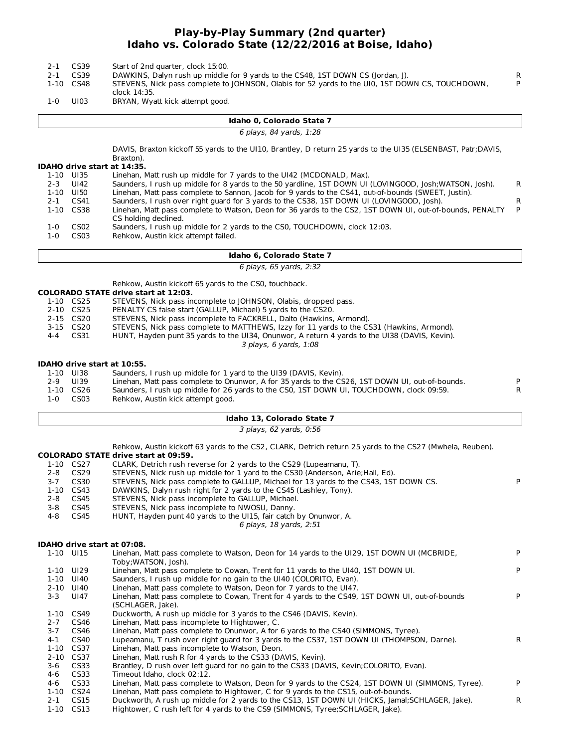# Play-by-Play Summary (2nd quarter)
## Idaho vs. Colorado State (12/22/2016 at Boise, Idaho)

| Down | Spot | Play | |
|---|---|---|---|
| 2-1 | CS39 | Start of 2nd quarter, clock 15:00. | |
| 2-1 | CS39 | DAWKINS, Dalyn rush up middle for 9 yards to the CS48, 1ST DOWN CS (Jordan, J). | R |
| 1-10 | CS48 | STEVENS, Nick pass complete to JOHNSON, Olabis for 52 yards to the UI0, 1ST DOWN CS, TOUCHDOWN, clock 14:35. | P |
| 1-0 | UI03 | BRYAN, Wyatt kick attempt good. | |

**Idaho 0, Colorado State 7**

*6 plays, 84 yards, 1:28*

DAVIS, Braxton kickoff 55 yards to the UI10, Brantley, D return 25 yards to the UI35 (ELSENBAST, Patr;DAVIS, Braxton).

**IDAHO drive start at 14:35.**

| Down | Spot | Play | |
|---|---|---|---|
| 1-10 | UI35 | Linehan, Matt rush up middle for 7 yards to the UI42 (MCDONALD, Max). | |
| 2-3 | UI42 | Saunders, I rush up middle for 8 yards to the 50 yardline, 1ST DOWN UI (LOVINGOOD, Josh;WATSON, Josh). | R |
| 1-10 | UI50 | Linehan, Matt pass complete to Sannon, Jacob for 9 yards to the CS41, out-of-bounds (SWEET, Justin). | |
| 2-1 | CS41 | Saunders, I rush over right guard for 3 yards to the CS38, 1ST DOWN UI (LOVINGOOD, Josh). | R |
| 1-10 | CS38 | Linehan, Matt pass complete to Watson, Deon for 36 yards to the CS2, 1ST DOWN UI, out-of-bounds, PENALTY CS holding declined. | P |
| 1-0 | CS02 | Saunders, I rush up middle for 2 yards to the CS0, TOUCHDOWN, clock 12:03. | |
| 1-0 | CS03 | Rehkow, Austin kick attempt failed. | |

**Idaho 6, Colorado State 7**

*6 plays, 65 yards, 2:32*

Rehkow, Austin kickoff 65 yards to the CS0, touchback.

**COLORADO STATE drive start at 12:03.**

| Down | Spot | Play | |
|---|---|---|---|
| 1-10 | CS25 | STEVENS, Nick pass incomplete to JOHNSON, Olabis, dropped pass. | |
| 2-10 | CS25 | PENALTY CS false start (GALLUP, Michael) 5 yards to the CS20. | |
| 2-15 | CS20 | STEVENS, Nick pass incomplete to FACKRELL, Dalto (Hawkins, Armond). | |
| 3-15 | CS20 | STEVENS, Nick pass complete to MATTHEWS, Izzy for 11 yards to the CS31 (Hawkins, Armond). | |
| 4-4 | CS31 | HUNT, Hayden punt 35 yards to the UI34, Onunwor, A return 4 yards to the UI38 (DAVIS, Kevin). | |

*3 plays, 6 yards, 1:08*

**IDAHO drive start at 10:55.**

| Down | Spot | Play | |
|---|---|---|---|
| 1-10 | UI38 | Saunders, I rush up middle for 1 yard to the UI39 (DAVIS, Kevin). | |
| 2-9 | UI39 | Linehan, Matt pass complete to Onunwor, A for 35 yards to the CS26, 1ST DOWN UI, out-of-bounds. | P |
| 1-10 | CS26 | Saunders, I rush up middle for 26 yards to the CS0, 1ST DOWN UI, TOUCHDOWN, clock 09:59. | R |
| 1-0 | CS03 | Rehkow, Austin kick attempt good. | |

**Idaho 13, Colorado State 7**

*3 plays, 62 yards, 0:56*

Rehkow, Austin kickoff 63 yards to the CS2, CLARK, Detrich return 25 yards to the CS27 (Mwhela, Reuben).

**COLORADO STATE drive start at 09:59.**

| Down | Spot | Play | |
|---|---|---|---|
| 1-10 | CS27 | CLARK, Detrich rush reverse for 2 yards to the CS29 (Lupeamanu, T). | |
| 2-8 | CS29 | STEVENS, Nick rush up middle for 1 yard to the CS30 (Anderson, Arie;Hall, Ed). | |
| 3-7 | CS30 | STEVENS, Nick pass complete to GALLUP, Michael for 13 yards to the CS43, 1ST DOWN CS. | P |
| 1-10 | CS43 | DAWKINS, Dalyn rush right for 2 yards to the CS45 (Lashley, Tony). | |
| 2-8 | CS45 | STEVENS, Nick pass incomplete to GALLUP, Michael. | |
| 3-8 | CS45 | STEVENS, Nick pass incomplete to NWOSU, Danny. | |
| 4-8 | CS45 | HUNT, Hayden punt 40 yards to the UI15, fair catch by Onunwor, A. | |

*6 plays, 18 yards, 2:51*

**IDAHO drive start at 07:08.**

| Down | Spot | Play | |
|---|---|---|---|
| 1-10 | UI15 | Linehan, Matt pass complete to Watson, Deon for 14 yards to the UI29, 1ST DOWN UI (MCBRIDE, Toby;WATSON, Josh). | P |
| 1-10 | UI29 | Linehan, Matt pass complete to Cowan, Trent for 11 yards to the UI40, 1ST DOWN UI. | P |
| 1-10 | UI40 | Saunders, I rush up middle for no gain to the UI40 (COLORITO, Evan). | |
| 2-10 | UI40 | Linehan, Matt pass complete to Watson, Deon for 7 yards to the UI47. | |
| 3-3 | UI47 | Linehan, Matt pass complete to Cowan, Trent for 4 yards to the CS49, 1ST DOWN UI, out-of-bounds (SCHLAGER, Jake). | P |
| 1-10 | CS49 | Duckworth, A rush up middle for 3 yards to the CS46 (DAVIS, Kevin). | |
| 2-7 | CS46 | Linehan, Matt pass incomplete to Hightower, C. | |
| 3-7 | CS46 | Linehan, Matt pass complete to Onunwor, A for 6 yards to the CS40 (SIMMONS, Tyree). | |
| 4-1 | CS40 | Lupeamanu, T rush over right guard for 3 yards to the CS37, 1ST DOWN UI (THOMPSON, Darne). | R |
| 1-10 | CS37 | Linehan, Matt pass incomplete to Watson, Deon. | |
| 2-10 | CS37 | Linehan, Matt rush R for 4 yards to the CS33 (DAVIS, Kevin). | |
| 3-6 | CS33 | Brantley, D rush over left guard for no gain to the CS33 (DAVIS, Kevin;COLORITO, Evan). | |
| 4-6 | CS33 | Timeout Idaho, clock 02:12. | |
| 4-6 | CS33 | Linehan, Matt pass complete to Watson, Deon for 9 yards to the CS24, 1ST DOWN UI (SIMMONS, Tyree). | P |
| 1-10 | CS24 | Linehan, Matt pass complete to Hightower, C for 9 yards to the CS15, out-of-bounds. | |
| 2-1 | CS15 | Duckworth, A rush up middle for 2 yards to the CS13, 1ST DOWN UI (HICKS, Jamal;SCHLAGER, Jake). | R |
| 1-10 | CS13 | Hightower, C rush left for 4 yards to the CS9 (SIMMONS, Tyree;SCHLAGER, Jake). | |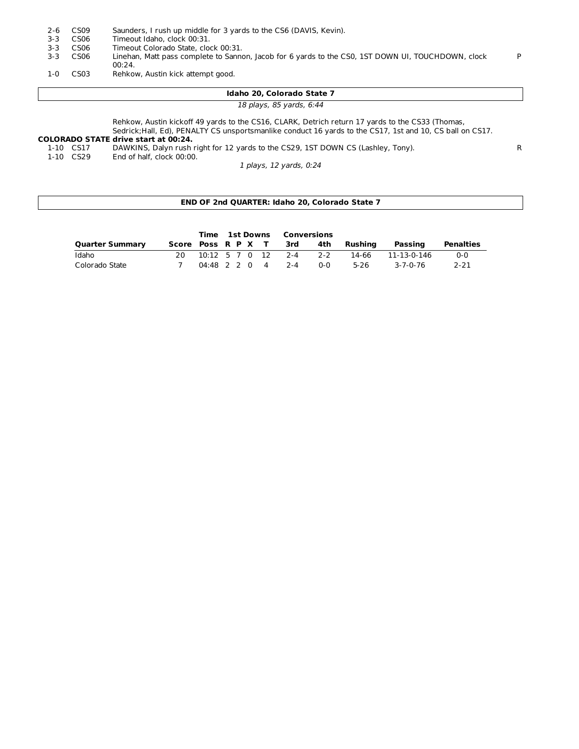| | | | |
|---|---|---|---|
| 2-6 | CS09 | Saunders, I rush up middle for 3 yards to the CS6 (DAVIS, Kevin). | |
| 3-3 | CS06 | Timeout Idaho, clock 00:31. | |
| 3-3 | CS06 | Timeout Colorado State, clock 00:31. | |
| 3-3 | CS06 | Linehan, Matt pass complete to Sannon, Jacob for 6 yards to the CS0, 1ST DOWN UI, TOUCHDOWN, clock 00:24. | P |
| 1-0 | CS03 | Rehkow, Austin kick attempt good. | |

**Idaho 20, Colorado State 7**

*18 plays, 85 yards, 6:44*

Rehkow, Austin kickoff 49 yards to the CS16, CLARK, Detrich return 17 yards to the CS33 (Thomas, Sedrick;Hall, Ed), PENALTY CS unsportsmanlike conduct 16 yards to the CS17, 1st and 10, CS ball on CS17.

**COLORADO STATE drive start at 00:24.**

| | | | |
|---|---|---|---|
| 1-10 | CS17 | DAWKINS, Dalyn rush right for 12 yards to the CS29, 1ST DOWN CS (Lashley, Tony). | R |
| 1-10 | CS29 | End of half, clock 00:00. | |

*1 plays, 12 yards, 0:24*

**END OF 2nd QUARTER: Idaho 20, Colorado State 7**

| Quarter Summary | Score | Time Poss | 1st Downs R | P | X | T | Conversions 3rd | 4th | Rushing | Passing | Penalties |
|---|---|---|---|---|---|---|---|---|---|---|---|
| Idaho | 20 | 10:12 | 5 | 7 | 0 | 12 | 2-4 | 2-2 | 14-66 | 11-13-0-146 | 0-0 |
| Colorado State | 7 | 04:48 | 2 | 2 | 0 | 4 | 2-4 | 0-0 | 5-26 | 3-7-0-76 | 2-21 |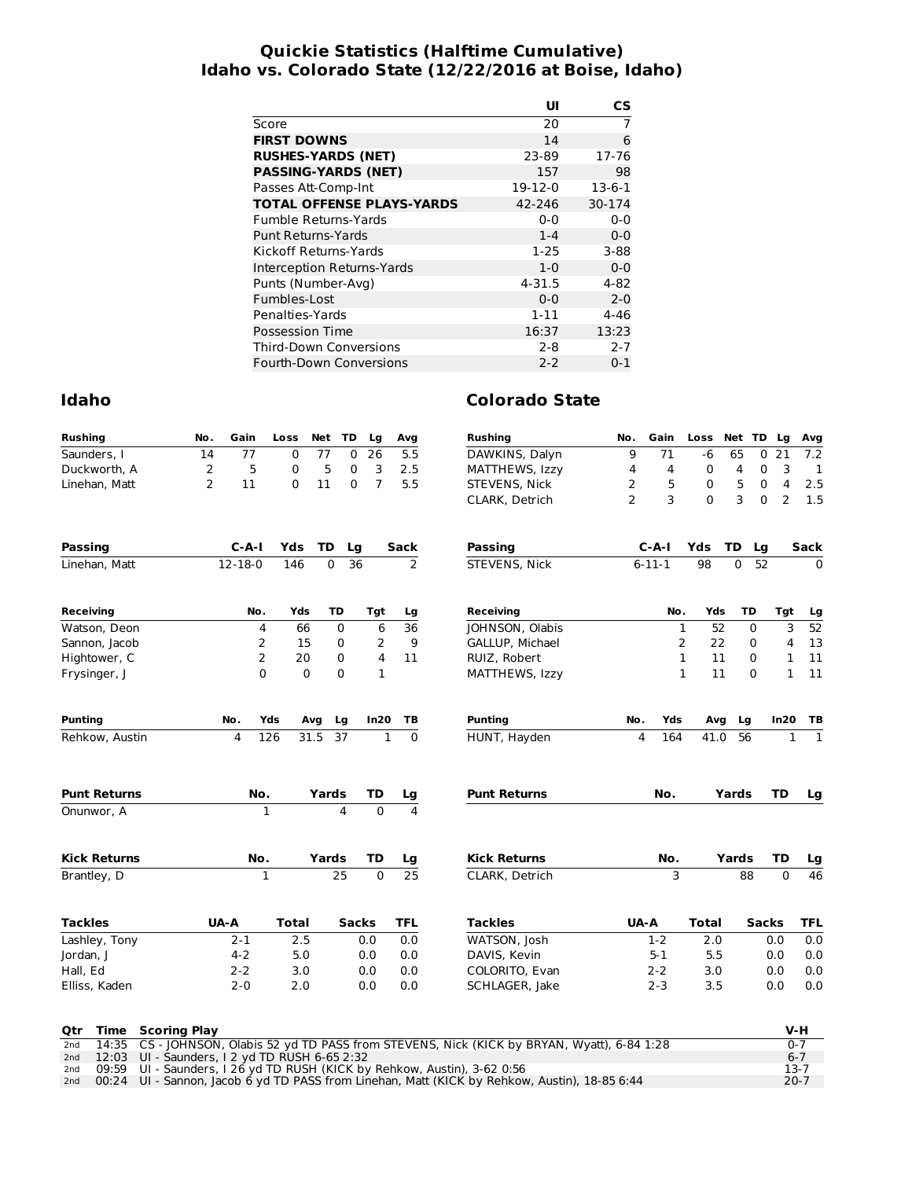# Quickie Statistics (Halftime Cumulative)
## Idaho vs. Colorado State (12/22/2016 at Boise, Idaho)

| | UI | CS |
|---|---|---|
| Score | 20 | 7 |
| **FIRST DOWNS** | 14 | 6 |
| **RUSHES-YARDS (NET)** | 23-89 | 17-76 |
| **PASSING-YARDS (NET)** | 157 | 98 |
| Passes Att-Comp-Int | 19-12-0 | 13-6-1 |
| **TOTAL OFFENSE PLAYS-YARDS** | 42-246 | 30-174 |
| Fumble Returns-Yards | 0-0 | 0-0 |
| Punt Returns-Yards | 1-4 | 0-0 |
| Kickoff Returns-Yards | 1-25 | 3-88 |
| Interception Returns-Yards | 1-0 | 0-0 |
| Punts (Number-Avg) | 4-31.5 | 4-82 |
| Fumbles-Lost | 0-0 | 2-0 |
| Penalties-Yards | 1-11 | 4-46 |
| Possession Time | 16:37 | 13:23 |
| Third-Down Conversions | 2-8 | 2-7 |
| Fourth-Down Conversions | 2-2 | 0-1 |

## Idaho

| Rushing | No. | Gain | Loss | Net | TD | Lg | Avg |
|---|---|---|---|---|---|---|---|
| Saunders, I | 14 | 77 | 0 | 77 | 0 | 26 | 5.5 |
| Duckworth, A | 2 | 5 | 0 | 5 | 0 | 3 | 2.5 |
| Linehan, Matt | 2 | 11 | 0 | 11 | 0 | 7 | 5.5 |

| Passing | C-A-I | Yds | TD | Lg | Sack |
|---|---|---|---|---|---|
| Linehan, Matt | 12-18-0 | 146 | 0 | 36 | 2 |

| Receiving | No. | Yds | TD | Tgt | Lg |
|---|---|---|---|---|---|
| Watson, Deon | 4 | 66 | 0 | 6 | 36 |
| Sannon, Jacob | 2 | 15 | 0 | 2 | 9 |
| Hightower, C | 2 | 20 | 0 | 4 | 11 |
| Frysinger, J | 0 | 0 | 0 | 1 | |

| Punting | No. | Yds | Avg | Lg | In20 | TB |
|---|---|---|---|---|---|---|
| Rehkow, Austin | 4 | 126 | 31.5 | 37 | 1 | 0 |

| Punt Returns | No. | Yards | TD | Lg |
|---|---|---|---|---|
| Onunwor, A | 1 | 4 | 0 | 4 |

| Kick Returns | No. | Yards | TD | Lg |
|---|---|---|---|---|
| Brantley, D | 1 | 25 | 0 | 25 |

| Tackles | UA-A | Total | Sacks | TFL |
|---|---|---|---|---|
| Lashley, Tony | 2-1 | 2.5 | 0.0 | 0.0 |
| Jordan, J | 4-2 | 5.0 | 0.0 | 0.0 |
| Hall, Ed | 2-2 | 3.0 | 0.0 | 0.0 |
| Elliss, Kaden | 2-0 | 2.0 | 0.0 | 0.0 |

## Colorado State

| Rushing | No. | Gain | Loss | Net | TD | Lg | Avg |
|---|---|---|---|---|---|---|---|
| DAWKINS, Dalyn | 9 | 71 | -6 | 65 | 0 | 21 | 7.2 |
| MATTHEWS, Izzy | 4 | 4 | 0 | 4 | 0 | 3 | 1 |
| STEVENS, Nick | 2 | 5 | 0 | 5 | 0 | 4 | 2.5 |
| CLARK, Detrich | 2 | 3 | 0 | 3 | 0 | 2 | 1.5 |

| Passing | C-A-I | Yds | TD | Lg | Sack |
|---|---|---|---|---|---|
| STEVENS, Nick | 6-11-1 | 98 | 0 | 52 | 0 |

| Receiving | No. | Yds | TD | Tgt | Lg |
|---|---|---|---|---|---|
| JOHNSON, Olabis | 1 | 52 | 0 | 3 | 52 |
| GALLUP, Michael | 2 | 22 | 0 | 4 | 13 |
| RUIZ, Robert | 1 | 11 | 0 | 1 | 11 |
| MATTHEWS, Izzy | 1 | 11 | 0 | 1 | 11 |

| Punting | No. | Yds | Avg | Lg | In20 | TB |
|---|---|---|---|---|---|---|
| HUNT, Hayden | 4 | 164 | 41.0 | 56 | 1 | 1 |

| Punt Returns | No. | Yards | TD | Lg |
|---|---|---|---|---|

| Kick Returns | No. | Yards | TD | Lg |
|---|---|---|---|---|
| CLARK, Detrich | 3 | 88 | 0 | 46 |

| Tackles | UA-A | Total | Sacks | TFL |
|---|---|---|---|---|
| WATSON, Josh | 1-2 | 2.0 | 0.0 | 0.0 |
| DAVIS, Kevin | 5-1 | 5.5 | 0.0 | 0.0 |
| COLORITO, Evan | 2-2 | 3.0 | 0.0 | 0.0 |
| SCHLAGER, Jake | 2-3 | 3.5 | 0.0 | 0.0 |

| Qtr | Time | Scoring Play | V-H |
|---|---|---|---|
| 2nd | 14:35 | CS - JOHNSON, Olabis 52 yd TD PASS from STEVENS, Nick (KICK by BRYAN, Wyatt), 6-84 1:28 | 0-7 |
| 2nd | 12:03 | UI - Saunders, I 2 yd TD RUSH 6-65 2:32 | 6-7 |
| 2nd | 09:59 | UI - Saunders, I 26 yd TD RUSH (KICK by Rehkow, Austin), 3-62 0:56 | 13-7 |
| 2nd | 00:24 | UI - Sannon, Jacob 6 yd TD PASS from Linehan, Matt (KICK by Rehkow, Austin), 18-85 6:44 | 20-7 |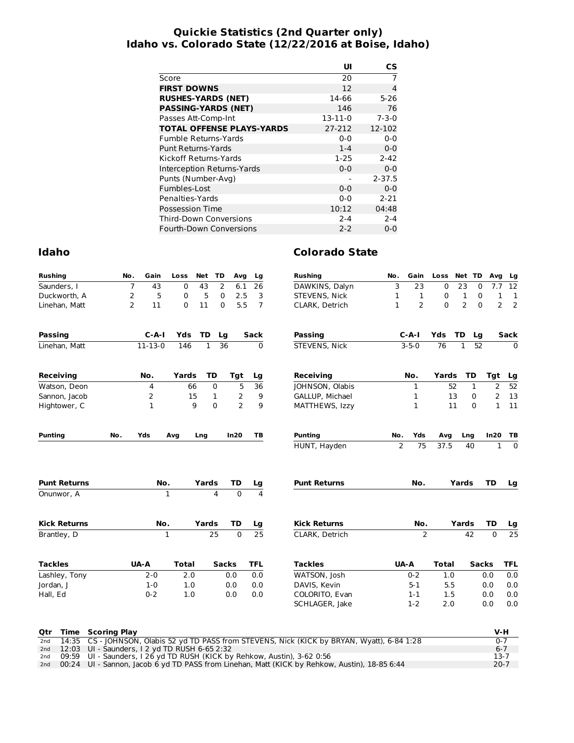# Quickie Statistics (2nd Quarter only)
## Idaho vs. Colorado State (12/22/2016 at Boise, Idaho)

| | UI | CS |
|---|---|---|
| Score | 20 | 7 |
| **FIRST DOWNS** | 12 | 4 |
| **RUSHES-YARDS (NET)** | 14-66 | 5-26 |
| **PASSING-YARDS (NET)** | 146 | 76 |
| Passes Att-Comp-Int | 13-11-0 | 7-3-0 |
| **TOTAL OFFENSE PLAYS-YARDS** | 27-212 | 12-102 |
| Fumble Returns-Yards | 0-0 | 0-0 |
| Punt Returns-Yards | 1-4 | 0-0 |
| Kickoff Returns-Yards | 1-25 | 2-42 |
| Interception Returns-Yards | 0-0 | 0-0 |
| Punts (Number-Avg) | - | 2-37.5 |
| Fumbles-Lost | 0-0 | 0-0 |
| Penalties-Yards | 0-0 | 2-21 |
| Possession Time | 10:12 | 04:48 |
| Third-Down Conversions | 2-4 | 2-4 |
| Fourth-Down Conversions | 2-2 | 0-0 |

## Idaho

| Rushing | No. | Gain | Loss | Net | TD | Avg | Lg |
|---|---|---|---|---|---|---|---|
| Saunders, I | 7 | 43 | 0 | 43 | 2 | 6.1 | 26 |
| Duckworth, A | 2 | 5 | 0 | 5 | 0 | 2.5 | 3 |
| Linehan, Matt | 2 | 11 | 0 | 11 | 0 | 5.5 | 7 |

| Passing | C-A-I | Yds | TD | Lg | Sack |
|---|---|---|---|---|---|
| Linehan, Matt | 11-13-0 | 146 | 1 | 36 | 0 |

| Receiving | No. | Yards | TD | Tgt | Lg |
|---|---|---|---|---|---|
| Watson, Deon | 4 | 66 | 0 | 5 | 36 |
| Sannon, Jacob | 2 | 15 | 1 | 2 | 9 |
| Hightower, C | 1 | 9 | 0 | 2 | 9 |

| Punting | No. | Yds | Avg | Lng | In20 | TB |
|---|---|---|---|---|---|---|

| Punt Returns | No. | Yards | TD | Lg |
|---|---|---|---|---|
| Onunwor, A | 1 | 4 | 0 | 4 |

| Kick Returns | No. | Yards | TD | Lg |
|---|---|---|---|---|
| Brantley, D | 1 | 25 | 0 | 25 |

| Tackles | UA-A | Total | Sacks | TFL |
|---|---|---|---|---|
| Lashley, Tony | 2-0 | 2.0 | 0.0 | 0.0 |
| Jordan, J | 1-0 | 1.0 | 0.0 | 0.0 |
| Hall, Ed | 0-2 | 1.0 | 0.0 | 0.0 |

## Colorado State

| Rushing | No. | Gain | Loss | Net | TD | Avg | Lg |
|---|---|---|---|---|---|---|---|
| DAWKINS, Dalyn | 3 | 23 | 0 | 23 | 0 | 7.7 | 12 |
| STEVENS, Nick | 1 | 1 | 0 | 1 | 0 | 1 | 1 |
| CLARK, Detrich | 1 | 2 | 0 | 2 | 0 | 2 | 2 |

| Passing | C-A-I | Yds | TD | Lg | Sack |
|---|---|---|---|---|---|
| STEVENS, Nick | 3-5-0 | 76 | 1 | 52 | 0 |

| Receiving | No. | Yards | TD | Tgt | Lg |
|---|---|---|---|---|---|
| JOHNSON, Olabis | 1 | 52 | 1 | 2 | 52 |
| GALLUP, Michael | 1 | 13 | 0 | 2 | 13 |
| MATTHEWS, Izzy | 1 | 11 | 0 | 1 | 11 |

| Punting | No. | Yds | Avg | Lng | In20 | TB |
|---|---|---|---|---|---|---|
| HUNT, Hayden | 2 | 75 | 37.5 | 40 | 1 | 0 |

| Punt Returns | No. | Yards | TD | Lg |
|---|---|---|---|---|

| Kick Returns | No. | Yards | TD | Lg |
|---|---|---|---|---|
| CLARK, Detrich | 2 | 42 | 0 | 25 |

| Tackles | UA-A | Total | Sacks | TFL |
|---|---|---|---|---|
| WATSON, Josh | 0-2 | 1.0 | 0.0 | 0.0 |
| DAVIS, Kevin | 5-1 | 5.5 | 0.0 | 0.0 |
| COLORITO, Evan | 1-1 | 1.5 | 0.0 | 0.0 |
| SCHLAGER, Jake | 1-2 | 2.0 | 0.0 | 0.0 |

| Qtr | Time | Scoring Play | V-H |
|---|---|---|---|
| 2nd | 14:35 | CS - JOHNSON, Olabis 52 yd TD PASS from STEVENS, Nick (KICK by BRYAN, Wyatt), 6-84 1:28 | 0-7 |
| 2nd | 12:03 | UI - Saunders, I 2 yd TD RUSH 6-65 2:32 | 6-7 |
| 2nd | 09:59 | UI - Saunders, I 26 yd TD RUSH (KICK by Rehkow, Austin), 3-62 0:56 | 13-7 |
| 2nd | 00:24 | UI - Sannon, Jacob 6 yd TD PASS from Linehan, Matt (KICK by Rehkow, Austin), 18-85 6:44 | 20-7 |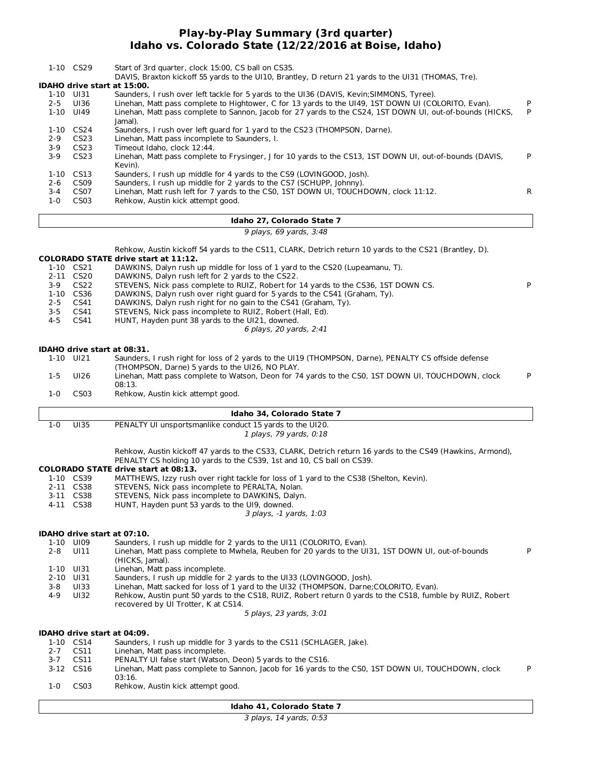# Play-by-Play Summary (3rd quarter)
## Idaho vs. Colorado State (12/22/2016 at Boise, Idaho)

| Down | Spot | Play | |
|---|---|---|---|
| 1-10 | CS29 | Start of 3rd quarter, clock 15:00, CS ball on CS35. | |
| | | DAVIS, Braxton kickoff 55 yards to the UI10, Brantley, D return 21 yards to the UI31 (THOMAS, Tre). | |

**IDAHO drive start at 15:00.**

| Down | Spot | Play | |
|---|---|---|---|
| 1-10 | UI31 | Saunders, I rush over left tackle for 5 yards to the UI36 (DAVIS, Kevin;SIMMONS, Tyree). | |
| 2-5 | UI36 | Linehan, Matt pass complete to Hightower, C for 13 yards to the UI49, 1ST DOWN UI (COLORITO, Evan). | P |
| 1-10 | UI49 | Linehan, Matt pass complete to Sannon, Jacob for 27 yards to the CS24, 1ST DOWN UI, out-of-bounds (HICKS, Jamal). | P |
| 1-10 | CS24 | Saunders, I rush over left guard for 1 yard to the CS23 (THOMPSON, Darne). | |
| 2-9 | CS23 | Linehan, Matt pass incomplete to Saunders, I. | |
| 3-9 | CS23 | Timeout Idaho, clock 12:44. | |
| 3-9 | CS23 | Linehan, Matt pass complete to Frysinger, J for 10 yards to the CS13, 1ST DOWN UI, out-of-bounds (DAVIS, Kevin). | P |
| 1-10 | CS13 | Saunders, I rush up middle for 4 yards to the CS9 (LOVINGOOD, Josh). | |
| 2-6 | CS09 | Saunders, I rush up middle for 2 yards to the CS7 (SCHUPP, Johnny). | |
| 3-4 | CS07 | Linehan, Matt rush left for 7 yards to the CS0, 1ST DOWN UI, TOUCHDOWN, clock 11:12. | R |
| 1-0 | CS03 | Rehkow, Austin kick attempt good. | |

**Idaho 27, Colorado State 7**

*9 plays, 69 yards, 3:48*

Rehkow, Austin kickoff 54 yards to the CS11, CLARK, Detrich return 10 yards to the CS21 (Brantley, D).

**COLORADO STATE drive start at 11:12.**

| Down | Spot | Play | |
|---|---|---|---|
| 1-10 | CS21 | DAWKINS, Dalyn rush up middle for loss of 1 yard to the CS20 (Lupeamanu, T). | |
| 2-11 | CS20 | DAWKINS, Dalyn rush left for 2 yards to the CS22. | |
| 3-9 | CS22 | STEVENS, Nick pass complete to RUIZ, Robert for 14 yards to the CS36, 1ST DOWN CS. | P |
| 1-10 | CS36 | DAWKINS, Dalyn rush over right guard for 5 yards to the CS41 (Graham, Ty). | |
| 2-5 | CS41 | DAWKINS, Dalyn rush right for no gain to the CS41 (Graham, Ty). | |
| 3-5 | CS41 | STEVENS, Nick pass incomplete to RUIZ, Robert (Hall, Ed). | |
| 4-5 | CS41 | HUNT, Hayden punt 38 yards to the UI21, downed. | |

*6 plays, 20 yards, 2:41*

**IDAHO drive start at 08:31.**

| Down | Spot | Play | |
|---|---|---|---|
| 1-10 | UI21 | Saunders, I rush right for loss of 2 yards to the UI19 (THOMPSON, Darne), PENALTY CS offside defense (THOMPSON, Darne) 5 yards to the UI26, NO PLAY. | |
| 1-5 | UI26 | Linehan, Matt pass complete to Watson, Deon for 74 yards to the CS0, 1ST DOWN UI, TOUCHDOWN, clock 08:13. | P |
| 1-0 | CS03 | Rehkow, Austin kick attempt good. | |

**Idaho 34, Colorado State 7**

| Down | Spot | Play | |
|---|---|---|---|
| 1-0 | UI35 | PENALTY UI unsportsmanlike conduct 15 yards to the UI20. | |

*1 plays, 79 yards, 0:18*

Rehkow, Austin kickoff 47 yards to the CS33, CLARK, Detrich return 16 yards to the CS49 (Hawkins, Armond), PENALTY CS holding 10 yards to the CS39, 1st and 10, CS ball on CS39.

**COLORADO STATE drive start at 08:13.**

| Down | Spot | Play | |
|---|---|---|---|
| 1-10 | CS39 | MATTHEWS, Izzy rush over right tackle for loss of 1 yard to the CS38 (Shelton, Kevin). | |
| 2-11 | CS38 | STEVENS, Nick pass incomplete to PERALTA, Nolan. | |
| 3-11 | CS38 | STEVENS, Nick pass incomplete to DAWKINS, Dalyn. | |
| 4-11 | CS38 | HUNT, Hayden punt 53 yards to the UI9, downed. | |

*3 plays, -1 yards, 1:03*

**IDAHO drive start at 07:10.**

| Down | Spot | Play | |
|---|---|---|---|
| 1-10 | UI09 | Saunders, I rush up middle for 2 yards to the UI11 (COLORITO, Evan). | |
| 2-8 | UI11 | Linehan, Matt pass complete to Mwhela, Reuben for 20 yards to the UI31, 1ST DOWN UI, out-of-bounds (HICKS, Jamal). | P |
| 1-10 | UI31 | Linehan, Matt pass incomplete. | |
| 2-10 | UI31 | Saunders, I rush up middle for 2 yards to the UI33 (LOVINGOOD, Josh). | |
| 3-8 | UI33 | Linehan, Matt sacked for loss of 1 yard to the UI32 (THOMPSON, Darne;COLORITO, Evan). | |
| 4-9 | UI32 | Rehkow, Austin punt 50 yards to the CS18, RUIZ, Robert return 0 yards to the CS18, fumble by RUIZ, Robert recovered by UI Trotter, K at CS14. | |

*5 plays, 23 yards, 3:01*

**IDAHO drive start at 04:09.**

| Down | Spot | Play | |
|---|---|---|---|
| 1-10 | CS14 | Saunders, I rush up middle for 3 yards to the CS11 (SCHLAGER, Jake). | |
| 2-7 | CS11 | Linehan, Matt pass incomplete. | |
| 3-7 | CS11 | PENALTY UI false start (Watson, Deon) 5 yards to the CS16. | |
| 3-12 | CS16 | Linehan, Matt pass complete to Sannon, Jacob for 16 yards to the CS0, 1ST DOWN UI, TOUCHDOWN, clock 03:16. | P |
| 1-0 | CS03 | Rehkow, Austin kick attempt good. | |

**Idaho 41, Colorado State 7**

*3 plays, 14 yards, 0:53*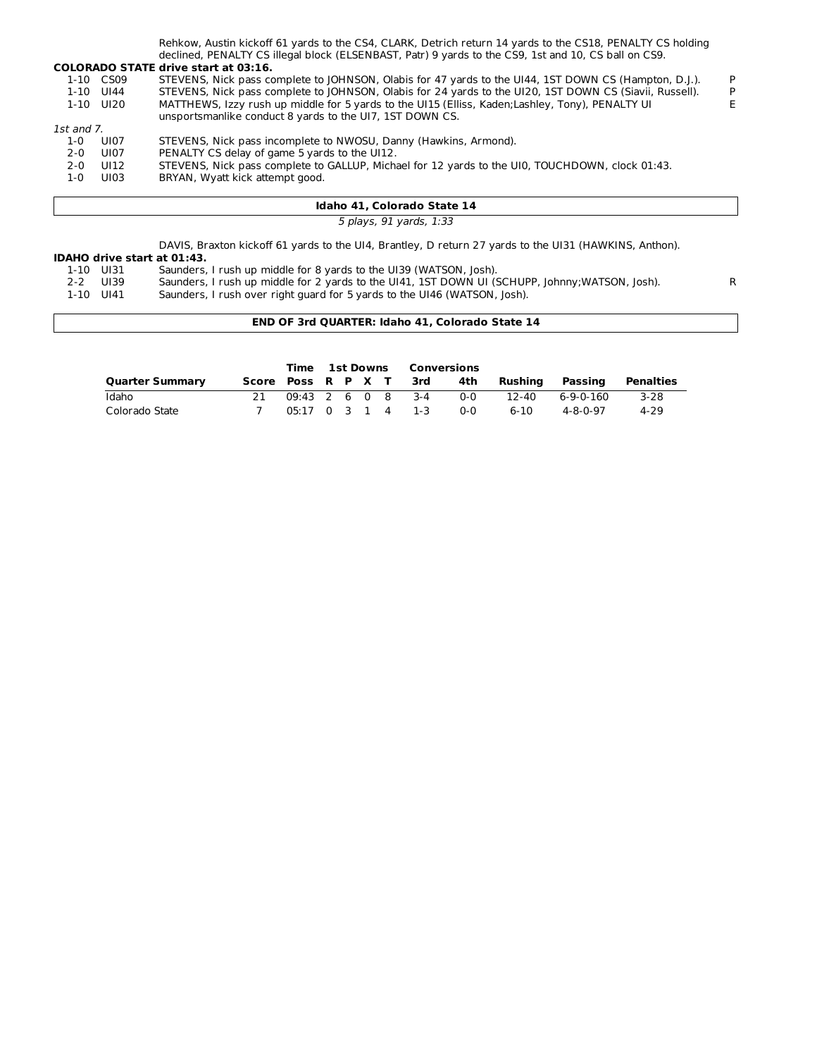Rehkow, Austin kickoff 61 yards to the CS4, CLARK, Detrich return 14 yards to the CS18, PENALTY CS holding declined, PENALTY CS illegal block (ELSENBAST, Patr) 9 yards to the CS9, 1st and 10, CS ball on CS9.

**COLORADO STATE drive start at 03:16.**

| | | | |
|---|---|---|---|
| 1-10 | CS09 | STEVENS, Nick pass complete to JOHNSON, Olabis for 47 yards to the UI44, 1ST DOWN CS (Hampton, D.J.). | P |
| 1-10 | UI44 | STEVENS, Nick pass complete to JOHNSON, Olabis for 24 yards to the UI20, 1ST DOWN CS (Siavii, Russell). | P |
| 1-10 | UI20 | MATTHEWS, Izzy rush up middle for 5 yards to the UI15 (Elliss, Kaden;Lashley, Tony), PENALTY UI unsportsmanlike conduct 8 yards to the UI7, 1ST DOWN CS. | E |

*1st and 7.*

| | | |
|---|---|---|
| 1-0 | UI07 | STEVENS, Nick pass incomplete to NWOSU, Danny (Hawkins, Armond). |
| 2-0 | UI07 | PENALTY CS delay of game 5 yards to the UI12. |
| 2-0 | UI12 | STEVENS, Nick pass complete to GALLUP, Michael for 12 yards to the UI0, TOUCHDOWN, clock 01:43. |
| 1-0 | UI03 | BRYAN, Wyatt kick attempt good. |

**Idaho 41, Colorado State 14**

*5 plays, 91 yards, 1:33*

DAVIS, Braxton kickoff 61 yards to the UI4, Brantley, D return 27 yards to the UI31 (HAWKINS, Anthon).

**IDAHO drive start at 01:43.**

| | | | |
|---|---|---|---|
| 1-10 | UI31 | Saunders, I rush up middle for 8 yards to the UI39 (WATSON, Josh). | |
| 2-2 | UI39 | Saunders, I rush up middle for 2 yards to the UI41, 1ST DOWN UI (SCHUPP, Johnny;WATSON, Josh). | R |
| 1-10 | UI41 | Saunders, I rush over right guard for 5 yards to the UI46 (WATSON, Josh). | |

**END OF 3rd QUARTER: Idaho 41, Colorado State 14**

| | | Time | 1st Downs | | | | Conversions | | | | |
|---|---|---|---|---|---|---|---|---|---|---|---|
| **Quarter Summary** | **Score** | **Poss** | **R** | **P** | **X** | **T** | **3rd** | **4th** | **Rushing** | **Passing** | **Penalties** |
| Idaho | 21 | 09:43 | 2 | 6 | 0 | 8 | 3-4 | 0-0 | 12-40 | 6-9-0-160 | 3-28 |
| Colorado State | 7 | 05:17 | 0 | 3 | 1 | 4 | 1-3 | 0-0 | 6-10 | 4-8-0-97 | 4-29 |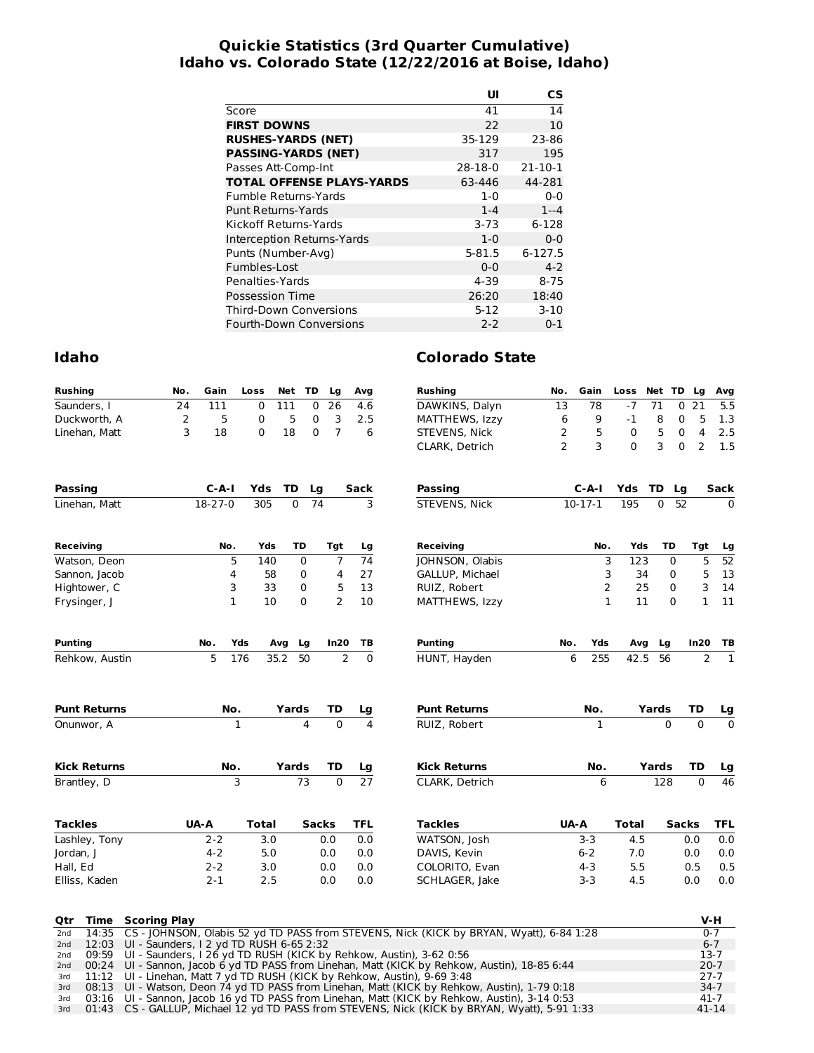# Quickie Statistics (3rd Quarter Cumulative)
## Idaho vs. Colorado State (12/22/2016 at Boise, Idaho)

| | UI | CS |
|---|---|---|
| Score | 41 | 14 |
| **FIRST DOWNS** | 22 | 10 |
| **RUSHES-YARDS (NET)** | 35-129 | 23-86 |
| **PASSING-YARDS (NET)** | 317 | 195 |
| Passes Att-Comp-Int | 28-18-0 | 21-10-1 |
| **TOTAL OFFENSE PLAYS-YARDS** | 63-446 | 44-281 |
| Fumble Returns-Yards | 1-0 | 0-0 |
| Punt Returns-Yards | 1-4 | 1--4 |
| Kickoff Returns-Yards | 3-73 | 6-128 |
| Interception Returns-Yards | 1-0 | 0-0 |
| Punts (Number-Avg) | 5-81.5 | 6-127.5 |
| Fumbles-Lost | 0-0 | 4-2 |
| Penalties-Yards | 4-39 | 8-75 |
| Possession Time | 26:20 | 18:40 |
| Third-Down Conversions | 5-12 | 3-10 |
| Fourth-Down Conversions | 2-2 | 0-1 |

## Idaho

| Rushing | No. | Gain | Loss | Net | TD | Lg | Avg |
|---|---|---|---|---|---|---|---|
| Saunders, I | 24 | 111 | 0 | 111 | 0 | 26 | 4.6 |
| Duckworth, A | 2 | 5 | 0 | 5 | 0 | 3 | 2.5 |
| Linehan, Matt | 3 | 18 | 0 | 18 | 0 | 7 | 6 |

| Passing | C-A-I | Yds | TD | Lg | Sack |
|---|---|---|---|---|---|
| Linehan, Matt | 18-27-0 | 305 | 0 | 74 | 3 |

| Receiving | No. | Yds | TD | Tgt | Lg |
|---|---|---|---|---|---|
| Watson, Deon | 5 | 140 | 0 | 7 | 74 |
| Sannon, Jacob | 4 | 58 | 0 | 4 | 27 |
| Hightower, C | 3 | 33 | 0 | 5 | 13 |
| Frysinger, J | 1 | 10 | 0 | 2 | 10 |

| Punting | No. | Yds | Avg | Lg | In20 | TB |
|---|---|---|---|---|---|---|
| Rehkow, Austin | 5 | 176 | 35.2 | 50 | 2 | 0 |

| Punt Returns | No. | Yards | TD | Lg |
|---|---|---|---|---|
| Onunwor, A | 1 | 4 | 0 | 4 |

| Kick Returns | No. | Yards | TD | Lg |
|---|---|---|---|---|
| Brantley, D | 3 | 73 | 0 | 27 |

| Tackles | UA-A | Total | Sacks | TFL |
|---|---|---|---|---|
| Lashley, Tony | 2-2 | 3.0 | 0.0 | 0.0 |
| Jordan, J | 4-2 | 5.0 | 0.0 | 0.0 |
| Hall, Ed | 2-2 | 3.0 | 0.0 | 0.0 |
| Elliss, Kaden | 2-1 | 2.5 | 0.0 | 0.0 |

## Colorado State

| Rushing | No. | Gain | Loss | Net | TD | Lg | Avg |
|---|---|---|---|---|---|---|---|
| DAWKINS, Dalyn | 13 | 78 | -7 | 71 | 0 | 21 | 5.5 |
| MATTHEWS, Izzy | 6 | 9 | -1 | 8 | 0 | 5 | 1.3 |
| STEVENS, Nick | 2 | 5 | 0 | 5 | 0 | 4 | 2.5 |
| CLARK, Detrich | 2 | 3 | 0 | 3 | 0 | 2 | 1.5 |

| Passing | C-A-I | Yds | TD | Lg | Sack |
|---|---|---|---|---|---|
| STEVENS, Nick | 10-17-1 | 195 | 0 | 52 | 0 |

| Receiving | No. | Yds | TD | Tgt | Lg |
|---|---|---|---|---|---|
| JOHNSON, Olabis | 3 | 123 | 0 | 5 | 52 |
| GALLUP, Michael | 3 | 34 | 0 | 5 | 13 |
| RUIZ, Robert | 2 | 25 | 0 | 3 | 14 |
| MATTHEWS, Izzy | 1 | 11 | 0 | 1 | 11 |

| Punting | No. | Yds | Avg | Lg | In20 | TB |
|---|---|---|---|---|---|---|
| HUNT, Hayden | 6 | 255 | 42.5 | 56 | 2 | 1 |

| Punt Returns | No. | Yards | TD | Lg |
|---|---|---|---|---|
| RUIZ, Robert | 1 | 0 | 0 | 0 |

| Kick Returns | No. | Yards | TD | Lg |
|---|---|---|---|---|
| CLARK, Detrich | 6 | 128 | 0 | 46 |

| Tackles | UA-A | Total | Sacks | TFL |
|---|---|---|---|---|
| WATSON, Josh | 3-3 | 4.5 | 0.0 | 0.0 |
| DAVIS, Kevin | 6-2 | 7.0 | 0.0 | 0.0 |
| COLORITO, Evan | 4-3 | 5.5 | 0.5 | 0.5 |
| SCHLAGER, Jake | 3-3 | 4.5 | 0.0 | 0.0 |

| Qtr | Time | Scoring Play | V-H |
|---|---|---|---|
| 2nd | 14:35 | CS - JOHNSON, Olabis 52 yd TD PASS from STEVENS, Nick (KICK by BRYAN, Wyatt), 6-84 1:28 | 0-7 |
| 2nd | 12:03 | UI - Saunders, I 2 yd TD RUSH 6-65 2:32 | 6-7 |
| 2nd | 09:59 | UI - Saunders, I 26 yd TD RUSH (KICK by Rehkow, Austin), 3-62 0:56 | 13-7 |
| 2nd | 00:24 | UI - Sannon, Jacob 6 yd TD PASS from Linehan, Matt (KICK by Rehkow, Austin), 18-85 6:44 | 20-7 |
| 3rd | 11:12 | UI - Linehan, Matt 7 yd TD RUSH (KICK by Rehkow, Austin), 9-69 3:48 | 27-7 |
| 3rd | 08:13 | UI - Watson, Deon 74 yd TD PASS from Linehan, Matt (KICK by Rehkow, Austin), 1-79 0:18 | 34-7 |
| 3rd | 03:16 | UI - Sannon, Jacob 16 yd TD PASS from Linehan, Matt (KICK by Rehkow, Austin), 3-14 0:53 | 41-7 |
| 3rd | 01:43 | CS - GALLUP, Michael 12 yd TD PASS from STEVENS, Nick (KICK by BRYAN, Wyatt), 5-91 1:33 | 41-14 |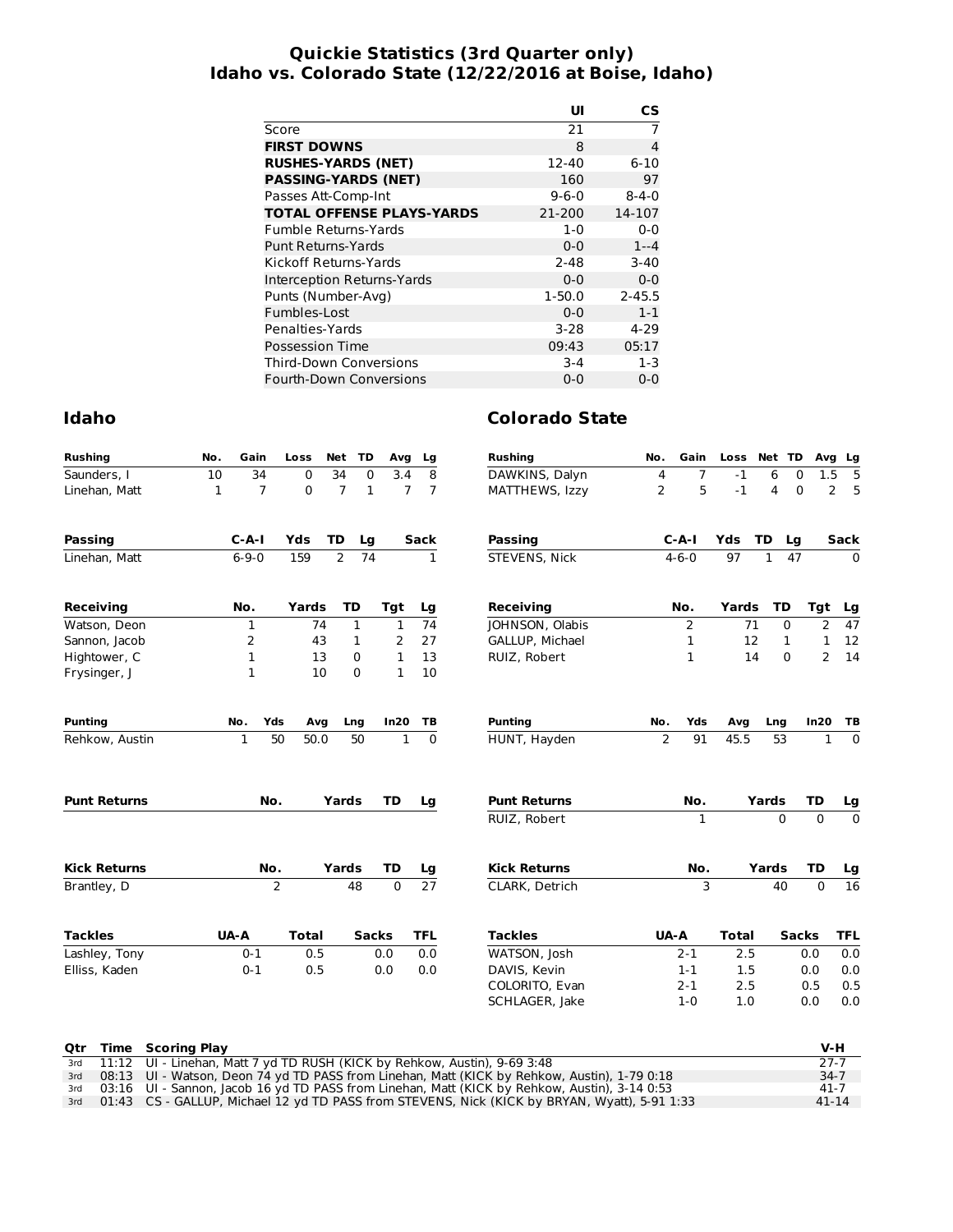# Quickie Statistics (3rd Quarter only)
# Idaho vs. Colorado State (12/22/2016 at Boise, Idaho)

| | UI | CS |
|---|---|---|
| Score | 21 | 7 |
| **FIRST DOWNS** | 8 | 4 |
| **RUSHES-YARDS (NET)** | 12-40 | 6-10 |
| **PASSING-YARDS (NET)** | 160 | 97 |
| Passes Att-Comp-Int | 9-6-0 | 8-4-0 |
| **TOTAL OFFENSE PLAYS-YARDS** | 21-200 | 14-107 |
| Fumble Returns-Yards | 1-0 | 0-0 |
| Punt Returns-Yards | 0-0 | 1--4 |
| Kickoff Returns-Yards | 2-48 | 3-40 |
| Interception Returns-Yards | 0-0 | 0-0 |
| Punts (Number-Avg) | 1-50.0 | 2-45.5 |
| Fumbles-Lost | 0-0 | 1-1 |
| Penalties-Yards | 3-28 | 4-29 |
| Possession Time | 09:43 | 05:17 |
| Third-Down Conversions | 3-4 | 1-3 |
| Fourth-Down Conversions | 0-0 | 0-0 |

## Idaho

| Rushing | No. | Gain | Loss | Net | TD | Avg | Lg |
|---|---|---|---|---|---|---|---|
| Saunders, I | 10 | 34 | 0 | 34 | 0 | 3.4 | 8 |
| Linehan, Matt | 1 | 7 | 0 | 7 | 1 | 7 | 7 |

| Passing | C-A-I | Yds | TD | Lg | Sack |
|---|---|---|---|---|---|
| Linehan, Matt | 6-9-0 | 159 | 2 | 74 | 1 |

| Receiving | No. | Yards | TD | Tgt | Lg |
|---|---|---|---|---|---|
| Watson, Deon | 1 | 74 | 1 | 1 | 74 |
| Sannon, Jacob | 2 | 43 | 1 | 2 | 27 |
| Hightower, C | 1 | 13 | 0 | 1 | 13 |
| Frysinger, J | 1 | 10 | 0 | 1 | 10 |

| Punting | No. | Yds | Avg | Lng | In20 | TB |
|---|---|---|---|---|---|---|
| Rehkow, Austin | 1 | 50 | 50.0 | 50 | 1 | 0 |

| Punt Returns | No. | Yards | TD | Lg |
|---|---|---|---|---|

| Kick Returns | No. | Yards | TD | Lg |
|---|---|---|---|---|
| Brantley, D | 2 | 48 | 0 | 27 |

| Tackles | UA-A | Total | Sacks | TFL |
|---|---|---|---|---|
| Lashley, Tony | 0-1 | 0.5 | 0.0 | 0.0 |
| Elliss, Kaden | 0-1 | 0.5 | 0.0 | 0.0 |

## Colorado State

| Rushing | No. | Gain | Loss | Net | TD | Avg | Lg |
|---|---|---|---|---|---|---|---|
| DAWKINS, Dalyn | 4 | 7 | -1 | 6 | 0 | 1.5 | 5 |
| MATTHEWS, Izzy | 2 | 5 | -1 | 4 | 0 | 2 | 5 |

| Passing | C-A-I | Yds | TD | Lg | Sack |
|---|---|---|---|---|---|
| STEVENS, Nick | 4-6-0 | 97 | 1 | 47 | 0 |

| Receiving | No. | Yards | TD | Tgt | Lg |
|---|---|---|---|---|---|
| JOHNSON, Olabis | 2 | 71 | 0 | 2 | 47 |
| GALLUP, Michael | 1 | 12 | 1 | 1 | 12 |
| RUIZ, Robert | 1 | 14 | 0 | 2 | 14 |

| Punting | No. | Yds | Avg | Lng | In20 | TB |
|---|---|---|---|---|---|---|
| HUNT, Hayden | 2 | 91 | 45.5 | 53 | 1 | 0 |

| Punt Returns | No. | Yards | TD | Lg |
|---|---|---|---|---|
| RUIZ, Robert | 1 | 0 | 0 | 0 |

| Kick Returns | No. | Yards | TD | Lg |
|---|---|---|---|---|
| CLARK, Detrich | 3 | 40 | 0 | 16 |

| Tackles | UA-A | Total | Sacks | TFL |
|---|---|---|---|---|
| WATSON, Josh | 2-1 | 2.5 | 0.0 | 0.0 |
| DAVIS, Kevin | 1-1 | 1.5 | 0.0 | 0.0 |
| COLORITO, Evan | 2-1 | 2.5 | 0.5 | 0.5 |
| SCHLAGER, Jake | 1-0 | 1.0 | 0.0 | 0.0 |

| Qtr | Time | Scoring Play | V-H |
|---|---|---|---|
| 3rd | 11:12 | UI - Linehan, Matt 7 yd TD RUSH (KICK by Rehkow, Austin), 9-69 3:48 | 27-7 |
| 3rd | 08:13 | UI - Watson, Deon 74 yd TD PASS from Linehan, Matt (KICK by Rehkow, Austin), 1-79 0:18 | 34-7 |
| 3rd | 03:16 | UI - Sannon, Jacob 16 yd TD PASS from Linehan, Matt (KICK by Rehkow, Austin), 3-14 0:53 | 41-7 |
| 3rd | 01:43 | CS - GALLUP, Michael 12 yd TD PASS from STEVENS, Nick (KICK by BRYAN, Wyatt), 5-91 1:33 | 41-14 |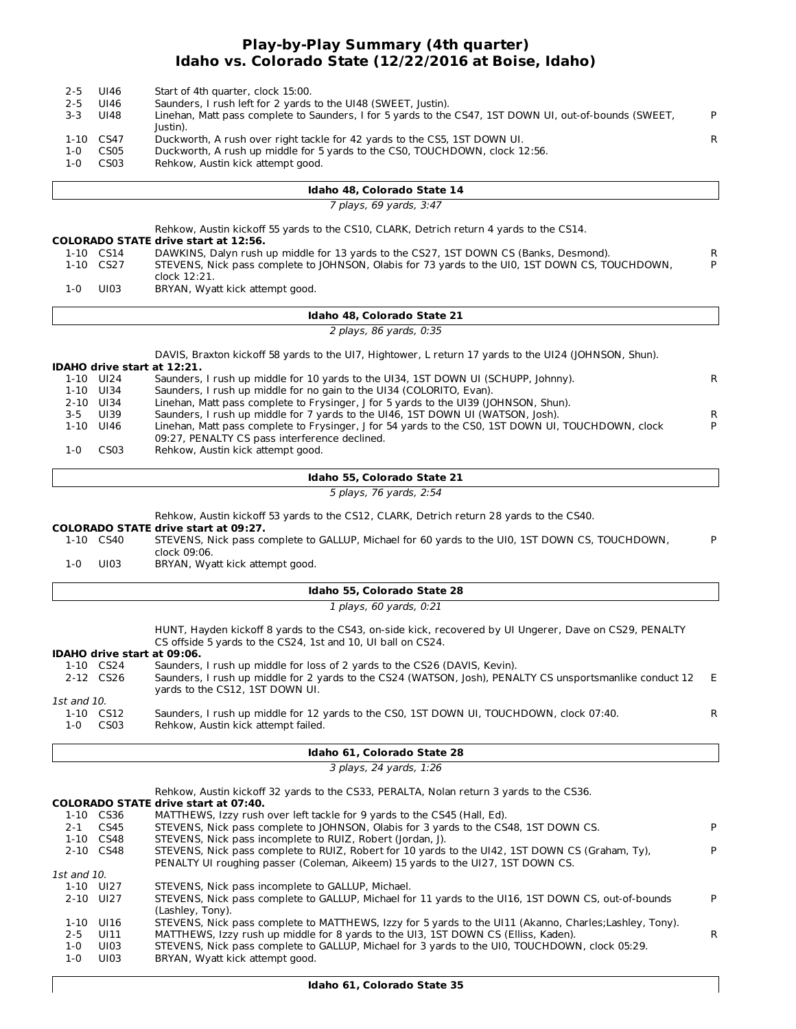# Play-by-Play Summary (4th quarter)
## Idaho vs. Colorado State (12/22/2016 at Boise, Idaho)

| Down | Spot | Play | |
|---|---|---|---|
| 2-5 | UI46 | Start of 4th quarter, clock 15:00. | |
| 2-5 | UI46 | Saunders, I rush left for 2 yards to the UI48 (SWEET, Justin). | |
| 3-3 | UI48 | Linehan, Matt pass complete to Saunders, I for 5 yards to the CS47, 1ST DOWN UI, out-of-bounds (SWEET, Justin). | P |
| 1-10 | CS47 | Duckworth, A rush over right tackle for 42 yards to the CS5, 1ST DOWN UI. | R |
| 1-0 | CS05 | Duckworth, A rush up middle for 5 yards to the CS0, TOUCHDOWN, clock 12:56. | |
| 1-0 | CS03 | Rehkow, Austin kick attempt good. | |

**Idaho 48, Colorado State 14**

*7 plays, 69 yards, 3:47*

Rehkow, Austin kickoff 55 yards to the CS10, CLARK, Detrich return 4 yards to the CS14.

**COLORADO STATE drive start at 12:56.**

| Down | Spot | Play | |
|---|---|---|---|
| 1-10 | CS14 | DAWKINS, Dalyn rush up middle for 13 yards to the CS27, 1ST DOWN CS (Banks, Desmond). | R |
| 1-10 | CS27 | STEVENS, Nick pass complete to JOHNSON, Olabis for 73 yards to the UI0, 1ST DOWN CS, TOUCHDOWN, clock 12:21. | P |
| 1-0 | UI03 | BRYAN, Wyatt kick attempt good. | |

**Idaho 48, Colorado State 21**

*2 plays, 86 yards, 0:35*

DAVIS, Braxton kickoff 58 yards to the UI7, Hightower, L return 17 yards to the UI24 (JOHNSON, Shun).

**IDAHO drive start at 12:21.**

| Down | Spot | Play | |
|---|---|---|---|
| 1-10 | UI24 | Saunders, I rush up middle for 10 yards to the UI34, 1ST DOWN UI (SCHUPP, Johnny). | R |
| 1-10 | UI34 | Saunders, I rush up middle for no gain to the UI34 (COLORITO, Evan). | |
| 2-10 | UI34 | Linehan, Matt pass complete to Frysinger, J for 5 yards to the UI39 (JOHNSON, Shun). | |
| 3-5 | UI39 | Saunders, I rush up middle for 7 yards to the UI46, 1ST DOWN UI (WATSON, Josh). | R |
| 1-10 | UI46 | Linehan, Matt pass complete to Frysinger, J for 54 yards to the CS0, 1ST DOWN UI, TOUCHDOWN, clock 09:27, PENALTY CS pass interference declined. | P |
| 1-0 | CS03 | Rehkow, Austin kick attempt good. | |

**Idaho 55, Colorado State 21**

*5 plays, 76 yards, 2:54*

Rehkow, Austin kickoff 53 yards to the CS12, CLARK, Detrich return 28 yards to the CS40.

**COLORADO STATE drive start at 09:27.**

| Down | Spot | Play | |
|---|---|---|---|
| 1-10 | CS40 | STEVENS, Nick pass complete to GALLUP, Michael for 60 yards to the UI0, 1ST DOWN CS, TOUCHDOWN, clock 09:06. | P |
| 1-0 | UI03 | BRYAN, Wyatt kick attempt good. | |

**Idaho 55, Colorado State 28**

*1 plays, 60 yards, 0:21*

HUNT, Hayden kickoff 8 yards to the CS43, on-side kick, recovered by UI Ungerer, Dave on CS29, PENALTY CS offside 5 yards to the CS24, 1st and 10, UI ball on CS24.

**IDAHO drive start at 09:06.**

| Down | Spot | Play | |
|---|---|---|---|
| 1-10 | CS24 | Saunders, I rush up middle for loss of 2 yards to the CS26 (DAVIS, Kevin). | |
| 2-12 | CS26 | Saunders, I rush up middle for 2 yards to the CS24 (WATSON, Josh), PENALTY CS unsportsmanlike conduct 12 yards to the CS12, 1ST DOWN UI. | E |
| *1st and 10.* | | | |
| 1-10 | CS12 | Saunders, I rush up middle for 12 yards to the CS0, 1ST DOWN UI, TOUCHDOWN, clock 07:40. | R |
| 1-0 | CS03 | Rehkow, Austin kick attempt failed. | |

**Idaho 61, Colorado State 28**

*3 plays, 24 yards, 1:26*

Rehkow, Austin kickoff 32 yards to the CS33, PERALTA, Nolan return 3 yards to the CS36.

**COLORADO STATE drive start at 07:40.**

| Down | Spot | Play | |
|---|---|---|---|
| 1-10 | CS36 | MATTHEWS, Izzy rush over left tackle for 9 yards to the CS45 (Hall, Ed). | |
| 2-1 | CS45 | STEVENS, Nick pass complete to JOHNSON, Olabis for 3 yards to the CS48, 1ST DOWN CS. | P |
| 1-10 | CS48 | STEVENS, Nick pass incomplete to RUIZ, Robert (Jordan, J). | |
| 2-10 | CS48 | STEVENS, Nick pass complete to RUIZ, Robert for 10 yards to the UI42, 1ST DOWN CS (Graham, Ty), PENALTY UI roughing passer (Coleman, Aikeem) 15 yards to the UI27, 1ST DOWN CS. | P |
| *1st and 10.* | | | |
| 1-10 | UI27 | STEVENS, Nick pass incomplete to GALLUP, Michael. | |
| 2-10 | UI27 | STEVENS, Nick pass complete to GALLUP, Michael for 11 yards to the UI16, 1ST DOWN CS, out-of-bounds (Lashley, Tony). | P |
| 1-10 | UI16 | STEVENS, Nick pass complete to MATTHEWS, Izzy for 5 yards to the UI11 (Akanno, Charles;Lashley, Tony). | |
| 2-5 | UI11 | MATTHEWS, Izzy rush up middle for 8 yards to the UI3, 1ST DOWN CS (Elliss, Kaden). | R |
| 1-0 | UI03 | STEVENS, Nick pass complete to GALLUP, Michael for 3 yards to the UI0, TOUCHDOWN, clock 05:29. | |
| 1-0 | UI03 | BRYAN, Wyatt kick attempt good. | |

**Idaho 61, Colorado State 35**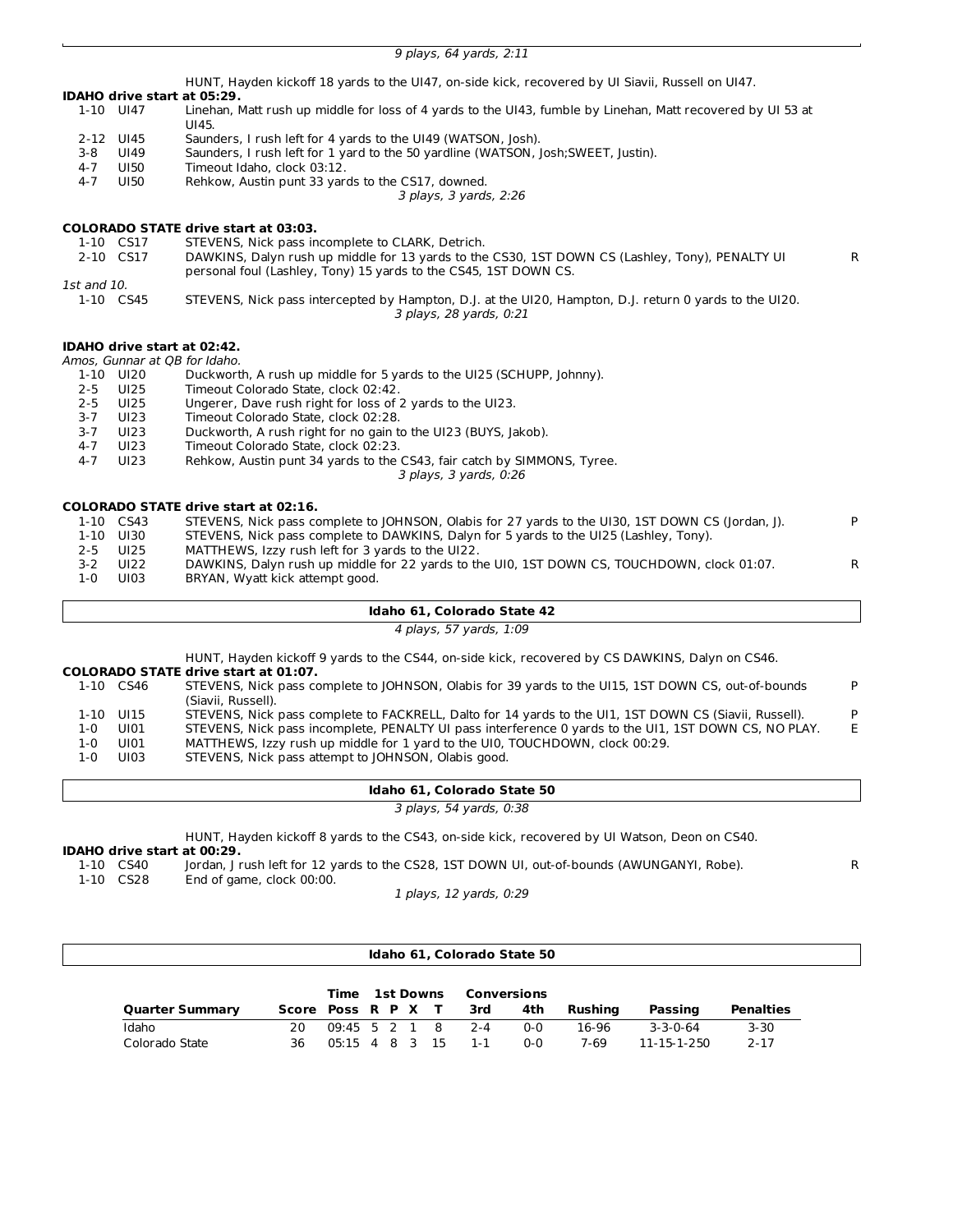*9 plays, 64 yards, 2:11*

HUNT, Hayden kickoff 18 yards to the UI47, on-side kick, recovered by UI Siavii, Russell on UI47.

**IDAHO drive start at 05:29.**

| Down | Spot | Play | |
|---|---|---|---|
| 1-10 | UI47 | Linehan, Matt rush up middle for loss of 4 yards to the UI43, fumble by Linehan, Matt recovered by UI 53 at UI45. | |
| 2-12 | UI45 | Saunders, I rush left for 4 yards to the UI49 (WATSON, Josh). | |
| 3-8 | UI49 | Saunders, I rush left for 1 yard to the 50 yardline (WATSON, Josh;SWEET, Justin). | |
| 4-7 | UI50 | Timeout Idaho, clock 03:12. | |
| 4-7 | UI50 | Rehkow, Austin punt 33 yards to the CS17, downed. | |

*3 plays, 3 yards, 2:26*

**COLORADO STATE drive start at 03:03.**

| Down | Spot | Play | |
|---|---|---|---|
| 1-10 | CS17 | STEVENS, Nick pass incomplete to CLARK, Detrich. | |
| 2-10 | CS17 | DAWKINS, Dalyn rush up middle for 13 yards to the CS30, 1ST DOWN CS (Lashley, Tony), PENALTY UI personal foul (Lashley, Tony) 15 yards to the CS45, 1ST DOWN CS. | R |
| *1st and 10.* | | | |
| 1-10 | CS45 | STEVENS, Nick pass intercepted by Hampton, D.J. at the UI20, Hampton, D.J. return 0 yards to the UI20. | |

*3 plays, 28 yards, 0:21*

**IDAHO drive start at 02:42.**

*Amos, Gunnar at QB for Idaho.*

| Down | Spot | Play | |
|---|---|---|---|
| 1-10 | UI20 | Duckworth, A rush up middle for 5 yards to the UI25 (SCHUPP, Johnny). | |
| 2-5 | UI25 | Timeout Colorado State, clock 02:42. | |
| 2-5 | UI25 | Ungerer, Dave rush right for loss of 2 yards to the UI23. | |
| 3-7 | UI23 | Timeout Colorado State, clock 02:28. | |
| 3-7 | UI23 | Duckworth, A rush right for no gain to the UI23 (BUYS, Jakob). | |
| 4-7 | UI23 | Timeout Colorado State, clock 02:23. | |
| 4-7 | UI23 | Rehkow, Austin punt 34 yards to the CS43, fair catch by SIMMONS, Tyree. | |

*3 plays, 3 yards, 0:26*

**COLORADO STATE drive start at 02:16.**

| Down | Spot | Play | |
|---|---|---|---|
| 1-10 | CS43 | STEVENS, Nick pass complete to JOHNSON, Olabis for 27 yards to the UI30, 1ST DOWN CS (Jordan, J). | P |
| 1-10 | UI30 | STEVENS, Nick pass complete to DAWKINS, Dalyn for 5 yards to the UI25 (Lashley, Tony). | |
| 2-5 | UI25 | MATTHEWS, Izzy rush left for 3 yards to the UI22. | |
| 3-2 | UI22 | DAWKINS, Dalyn rush up middle for 22 yards to the UI0, 1ST DOWN CS, TOUCHDOWN, clock 01:07. | R |
| 1-0 | UI03 | BRYAN, Wyatt kick attempt good. | |

**Idaho 61, Colorado State 42**

*4 plays, 57 yards, 1:09*

HUNT, Hayden kickoff 9 yards to the CS44, on-side kick, recovered by CS DAWKINS, Dalyn on CS46.

**COLORADO STATE drive start at 01:07.**

| Down | Spot | Play | |
|---|---|---|---|
| 1-10 | CS46 | STEVENS, Nick pass complete to JOHNSON, Olabis for 39 yards to the UI15, 1ST DOWN CS, out-of-bounds (Siavii, Russell). | P |
| 1-10 | UI15 | STEVENS, Nick pass complete to FACKRELL, Dalto for 14 yards to the UI1, 1ST DOWN CS (Siavii, Russell). | P |
| 1-0 | UI01 | STEVENS, Nick pass incomplete, PENALTY UI pass interference 0 yards to the UI1, 1ST DOWN CS, NO PLAY. | E |
| 1-0 | UI01 | MATTHEWS, Izzy rush up middle for 1 yard to the UI0, TOUCHDOWN, clock 00:29. | |
| 1-0 | UI03 | STEVENS, Nick pass attempt to JOHNSON, Olabis good. | |

**Idaho 61, Colorado State 50**

*3 plays, 54 yards, 0:38*

HUNT, Hayden kickoff 8 yards to the CS43, on-side kick, recovered by UI Watson, Deon on CS40.

**IDAHO drive start at 00:29.**

| Down | Spot | Play | |
|---|---|---|---|
| 1-10 | CS40 | Jordan, J rush left for 12 yards to the CS28, 1ST DOWN UI, out-of-bounds (AWUNGANYI, Robe). | R |
| 1-10 | CS28 | End of game, clock 00:00. | |

*1 plays, 12 yards, 0:29*

**Idaho 61, Colorado State 50**

| Quarter Summary | Score | Time Poss | 1st Downs R | P | X | T | Conversions 3rd | 4th | Rushing | Passing | Penalties |
|---|---|---|---|---|---|---|---|---|---|---|---|
| Idaho | 20 | 09:45 | 5 | 2 | 1 | 8 | 2-4 | 0-0 | 16-96 | 3-3-0-64 | 3-30 |
| Colorado State | 36 | 05:15 | 4 | 8 | 3 | 15 | 1-1 | 0-0 | 7-69 | 11-15-1-250 | 2-17 |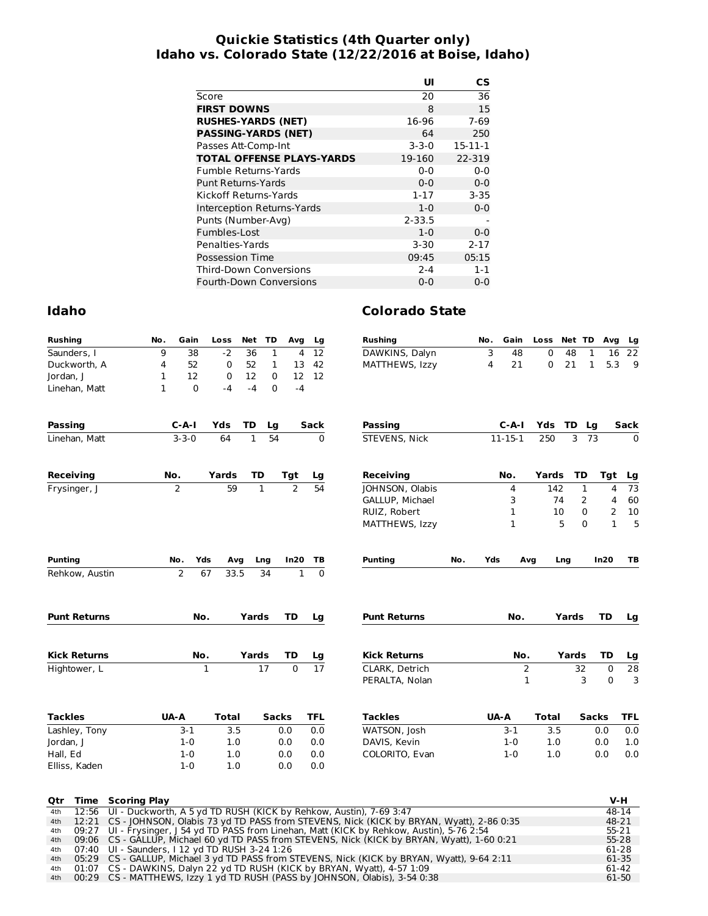# Quickie Statistics (4th Quarter only)
## Idaho vs. Colorado State (12/22/2016 at Boise, Idaho)

| | UI | CS |
|---|---|---|
| Score | 20 | 36 |
| **FIRST DOWNS** | 8 | 15 |
| **RUSHES-YARDS (NET)** | 16-96 | 7-69 |
| **PASSING-YARDS (NET)** | 64 | 250 |
| Passes Att-Comp-Int | 3-3-0 | 15-11-1 |
| **TOTAL OFFENSE PLAYS-YARDS** | 19-160 | 22-319 |
| Fumble Returns-Yards | 0-0 | 0-0 |
| Punt Returns-Yards | 0-0 | 0-0 |
| Kickoff Returns-Yards | 1-17 | 3-35 |
| Interception Returns-Yards | 1-0 | 0-0 |
| Punts (Number-Avg) | 2-33.5 | - |
| Fumbles-Lost | 1-0 | 0-0 |
| Penalties-Yards | 3-30 | 2-17 |
| Possession Time | 09:45 | 05:15 |
| Third-Down Conversions | 2-4 | 1-1 |
| Fourth-Down Conversions | 0-0 | 0-0 |

## Idaho

| Rushing | No. | Gain | Loss | Net | TD | Avg | Lg |
|---|---|---|---|---|---|---|---|
| Saunders, I | 9 | 38 | -2 | 36 | 1 | 4 | 12 |
| Duckworth, A | 4 | 52 | 0 | 52 | 1 | 13 | 42 |
| Jordan, J | 1 | 12 | 0 | 12 | 0 | 12 | 12 |
| Linehan, Matt | 1 | 0 | -4 | -4 | 0 | -4 | |

| Passing | C-A-I | Yds | TD | Lg | Sack |
|---|---|---|---|---|---|
| Linehan, Matt | 3-3-0 | 64 | 1 | 54 | 0 |

| Receiving | No. | Yards | TD | Tgt | Lg |
|---|---|---|---|---|---|
| Frysinger, J | 2 | 59 | 1 | 2 | 54 |

| Punting | No. | Yds | Avg | Lng | In20 | TB |
|---|---|---|---|---|---|---|
| Rehkow, Austin | 2 | 67 | 33.5 | 34 | 1 | 0 |

| Punt Returns | No. | Yards | TD | Lg |
|---|---|---|---|---|

| Kick Returns | No. | Yards | TD | Lg |
|---|---|---|---|---|
| Hightower, L | 1 | 17 | 0 | 17 |

| Tackles | UA-A | Total | Sacks | TFL |
|---|---|---|---|---|
| Lashley, Tony | 3-1 | 3.5 | 0.0 | 0.0 |
| Jordan, J | 1-0 | 1.0 | 0.0 | 0.0 |
| Hall, Ed | 1-0 | 1.0 | 0.0 | 0.0 |
| Elliss, Kaden | 1-0 | 1.0 | 0.0 | 0.0 |

## Colorado State

| Rushing | No. | Gain | Loss | Net | TD | Avg | Lg |
|---|---|---|---|---|---|---|---|
| DAWKINS, Dalyn | 3 | 48 | 0 | 48 | 1 | 16 | 22 |
| MATTHEWS, Izzy | 4 | 21 | 0 | 21 | 1 | 5.3 | 9 |

| Passing | C-A-I | Yds | TD | Lg | Sack |
|---|---|---|---|---|---|
| STEVENS, Nick | 11-15-1 | 250 | 3 | 73 | 0 |

| Receiving | No. | Yards | TD | Tgt | Lg |
|---|---|---|---|---|---|
| JOHNSON, Olabis | 4 | 142 | 1 | 4 | 73 |
| GALLUP, Michael | 3 | 74 | 2 | 4 | 60 |
| RUIZ, Robert | 1 | 10 | 0 | 2 | 10 |
| MATTHEWS, Izzy | 1 | 5 | 0 | 1 | 5 |

| Punting | No. | Yds | Avg | Lng | In20 | TB |
|---|---|---|---|---|---|---|

| Punt Returns | No. | Yards | TD | Lg |
|---|---|---|---|---|

| Kick Returns | No. | Yards | TD | Lg |
|---|---|---|---|---|
| CLARK, Detrich | 2 | 32 | 0 | 28 |
| PERALTA, Nolan | 1 | 3 | 0 | 3 |

| Tackles | UA-A | Total | Sacks | TFL |
|---|---|---|---|---|
| WATSON, Josh | 3-1 | 3.5 | 0.0 | 0.0 |
| DAVIS, Kevin | 1-0 | 1.0 | 0.0 | 1.0 |
| COLORITO, Evan | 1-0 | 1.0 | 0.0 | 0.0 |

| Qtr | Time | Scoring Play | V-H |
|---|---|---|---|
| 4th | 12:56 | UI - Duckworth, A 5 yd TD RUSH (KICK by Rehkow, Austin), 7-69 3:47 | 48-14 |
| 4th | 12:21 | CS - JOHNSON, Olabis 73 yd TD PASS from STEVENS, Nick (KICK by BRYAN, Wyatt), 2-86 0:35 | 48-21 |
| 4th | 09:27 | UI - Frysinger, J 54 yd TD PASS from Linehan, Matt (KICK by Rehkow, Austin), 5-76 2:54 | 55-21 |
| 4th | 09:06 | CS - GALLUP, Michael 60 yd TD PASS from STEVENS, Nick (KICK by BRYAN, Wyatt), 1-60 0:21 | 55-28 |
| 4th | 07:40 | UI - Saunders, I 12 yd TD RUSH 3-24 1:26 | 61-28 |
| 4th | 05:29 | CS - GALLUP, Michael 3 yd TD PASS from STEVENS, Nick (KICK by BRYAN, Wyatt), 9-64 2:11 | 61-35 |
| 4th | 01:07 | CS - DAWKINS, Dalyn 22 yd TD RUSH (KICK by BRYAN, Wyatt), 4-57 1:09 | 61-42 |
| 4th | 00:29 | CS - MATTHEWS, Izzy 1 yd TD RUSH (PASS by JOHNSON, Olabis), 3-54 0:38 | 61-50 |